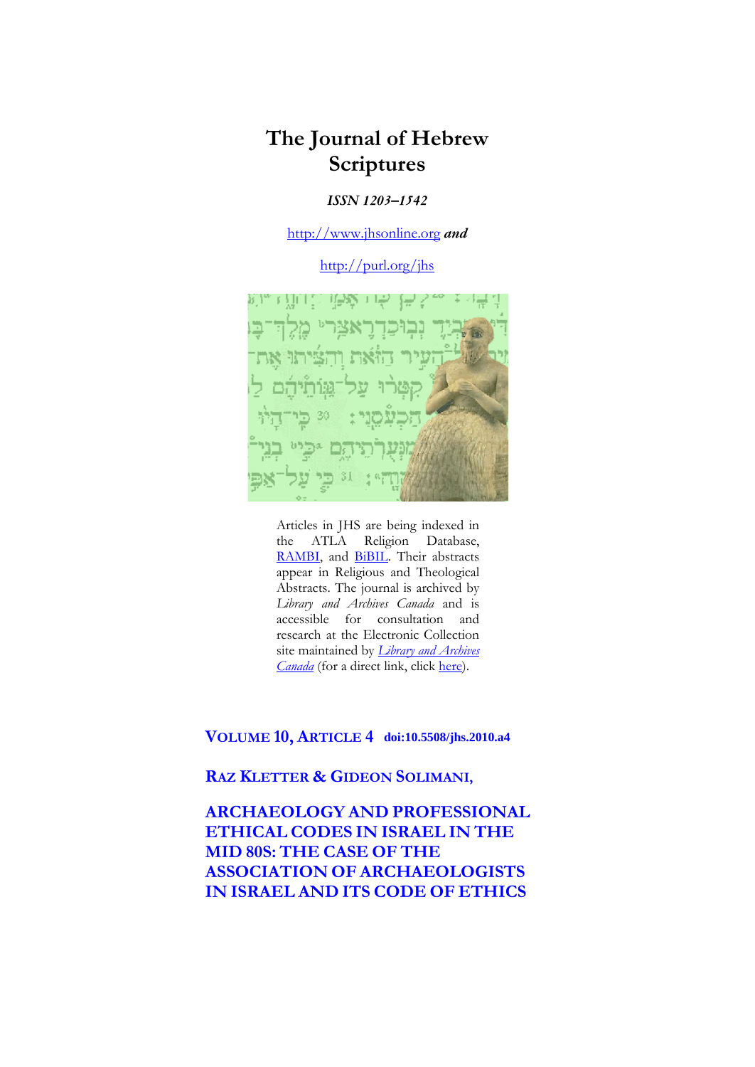# The Journal of Hebrew Scriptures

*ISSN 1203–1542*

http://www.jhsonline.org *and*

http://purl.org/jhs

Articles in JHS are being indexed in the ATLA Religion Database, RAMBI, and BiBIL. Their abstracts appear in Religious and Theological Abstracts. The journal is archived by *Library and Archives Canada* and is accessible for consultation and research at the Electronic Collection site maintained by *Library and Archives Canada* (for a direct link, click here).

**VOLUME 10, ARTICLE 4** **doi:10.5508/jhs.2010.a4**

**RAZ KLETTER & GIDEON SOLIMANI,**

## ARCHAEOLOGY AND PROFESSIONAL ETHICAL CODES IN ISRAEL IN THE MID 80S: THE CASE OF THE ASSOCIATION OF ARCHAEOLOGISTS IN ISRAEL AND ITS CODE OF ETHICS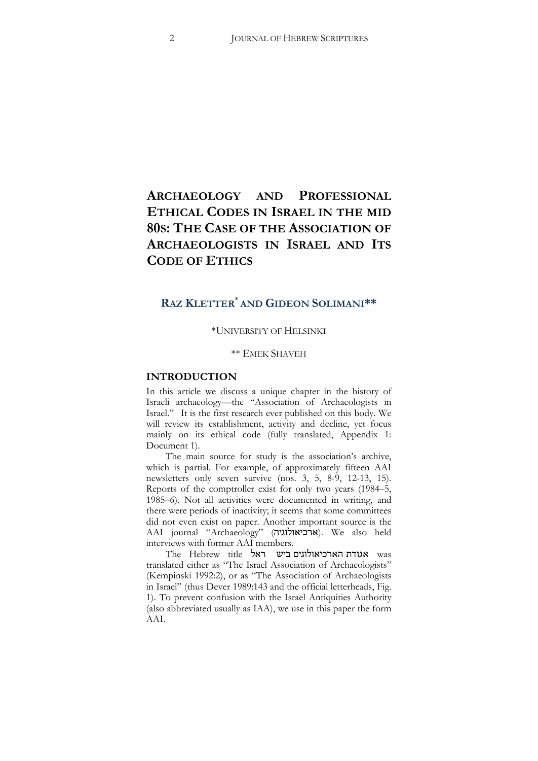# ARCHAEOLOGY AND PROFESSIONAL ETHICAL CODES IN ISRAEL IN THE MID 80S: THE CASE OF THE ASSOCIATION OF ARCHAEOLOGISTS IN ISRAEL AND ITS CODE OF ETHICS

## RAZ KLETTER* AND GIDEON SOLIMANI**

*UNIVERSITY OF HELSINKI

** EMEK SHAVEH

## INTRODUCTION

In this article we discuss a unique chapter in the history of Israeli archaeology—the "Association of Archaeologists in Israel." It is the first research ever published on this body. We will review its establishment, activity and decline, yet focus mainly on its ethical code (fully translated, Appendix 1: Document 1).

The main source for study is the association's archive, which is partial. For example, of approximately fifteen AAI newsletters only seven survive (nos. 3, 5, 8-9, 12-13, 15). Reports of the comptroller exist for only two years (1984–5, 1985–6). Not all activities were documented in writing, and there were periods of inactivity; it seems that some committees did not even exist on paper. Another important source is the AAI journal "Archaeology" (ארכיאולוגיה). We also held interviews with former AAI members.

The Hebrew title אגודת הארכיאולוגים בישראל was translated either as "The Israel Association of Archaeologists" (Kempinski 1992:2), or as "The Association of Archaeologists in Israel" (thus Dever 1989:143 and the official letterheads, Fig. 1). To prevent confusion with the Israel Antiquities Authority (also abbreviated usually as IAA), we use in this paper the form AAI.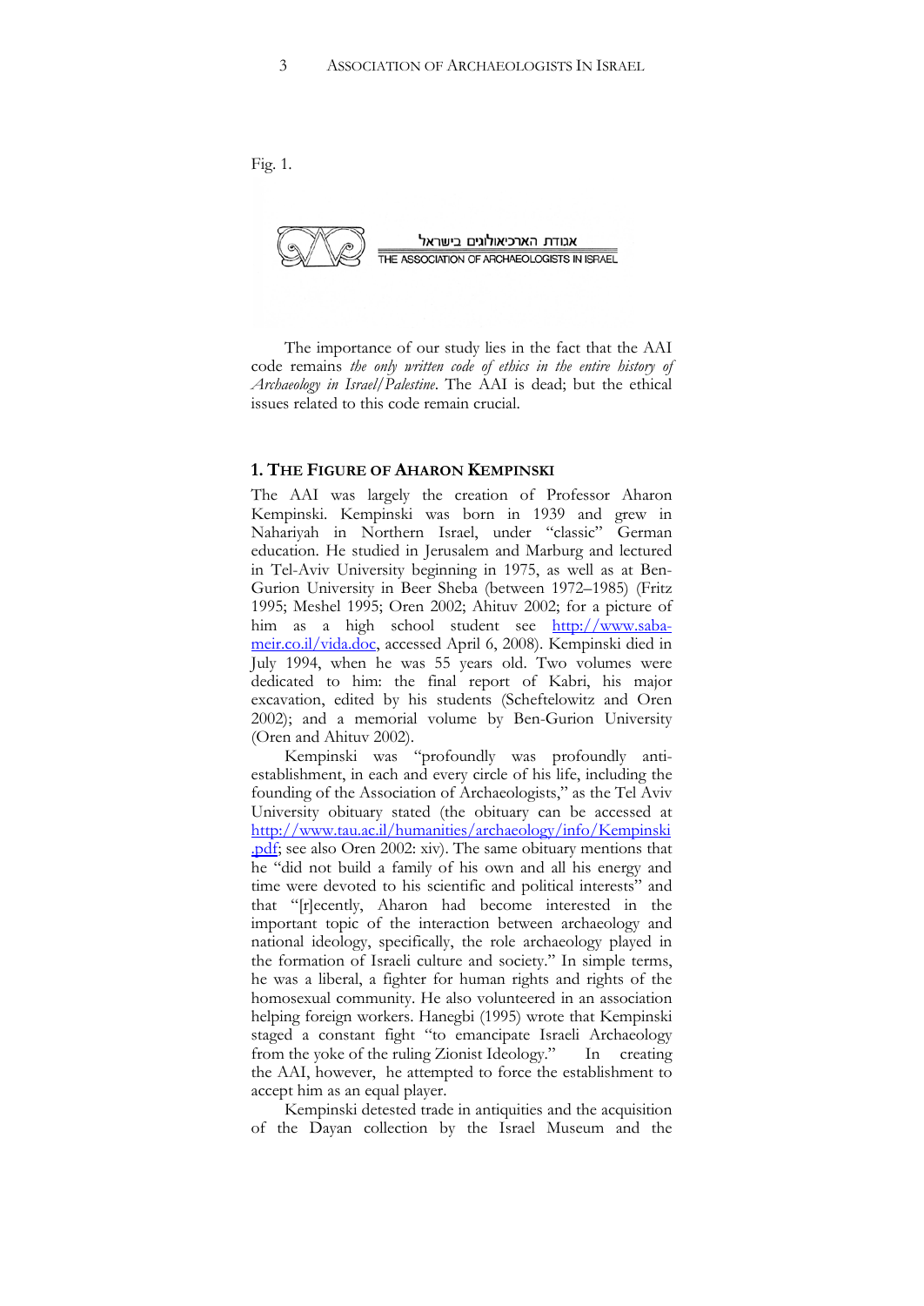Fig. 1.

אגודת הארכיאולוגים בישראל
THE ASSOCIATION OF ARCHAEOLOGISTS IN ISRAEL

The importance of our study lies in the fact that the AAI code remains *the only written code of ethics in the entire history of Archaeology in Israel/Palestine*. The AAI is dead; but the ethical issues related to this code remain crucial.

## 1. The Figure of Aharon Kempinski

The AAI was largely the creation of Professor Aharon Kempinski. Kempinski was born in 1939 and grew in Nahariyah in Northern Israel, under "classic" German education. He studied in Jerusalem and Marburg and lectured in Tel-Aviv University beginning in 1975, as well as at Ben-Gurion University in Beer Sheba (between 1972–1985) (Fritz 1995; Meshel 1995; Oren 2002; Ahituv 2002; for a picture of him as a high school student see http://www.saba-meir.co.il/vida.doc, accessed April 6, 2008). Kempinski died in July 1994, when he was 55 years old. Two volumes were dedicated to him: the final report of Kabri, his major excavation, edited by his students (Scheftelowitz and Oren 2002); and a memorial volume by Ben-Gurion University (Oren and Ahituv 2002).

Kempinski was "profoundly was profoundly anti-establishment, in each and every circle of his life, including the founding of the Association of Archaeologists," as the Tel Aviv University obituary stated (the obituary can be accessed at http://www.tau.ac.il/humanities/archaeology/info/Kempinski.pdf; see also Oren 2002: xiv). The same obituary mentions that he "did not build a family of his own and all his energy and time were devoted to his scientific and political interests" and that "[r]ecently, Aharon had become interested in the important topic of the interaction between archaeology and national ideology, specifically, the role archaeology played in the formation of Israeli culture and society." In simple terms, he was a liberal, a fighter for human rights and rights of the homosexual community. He also volunteered in an association helping foreign workers. Hanegbi (1995) wrote that Kempinski staged a constant fight "to emancipate Israeli Archaeology from the yoke of the ruling Zionist Ideology." In creating the AAI, however, he attempted to force the establishment to accept him as an equal player.

Kempinski detested trade in antiquities and the acquisition of the Dayan collection by the Israel Museum and the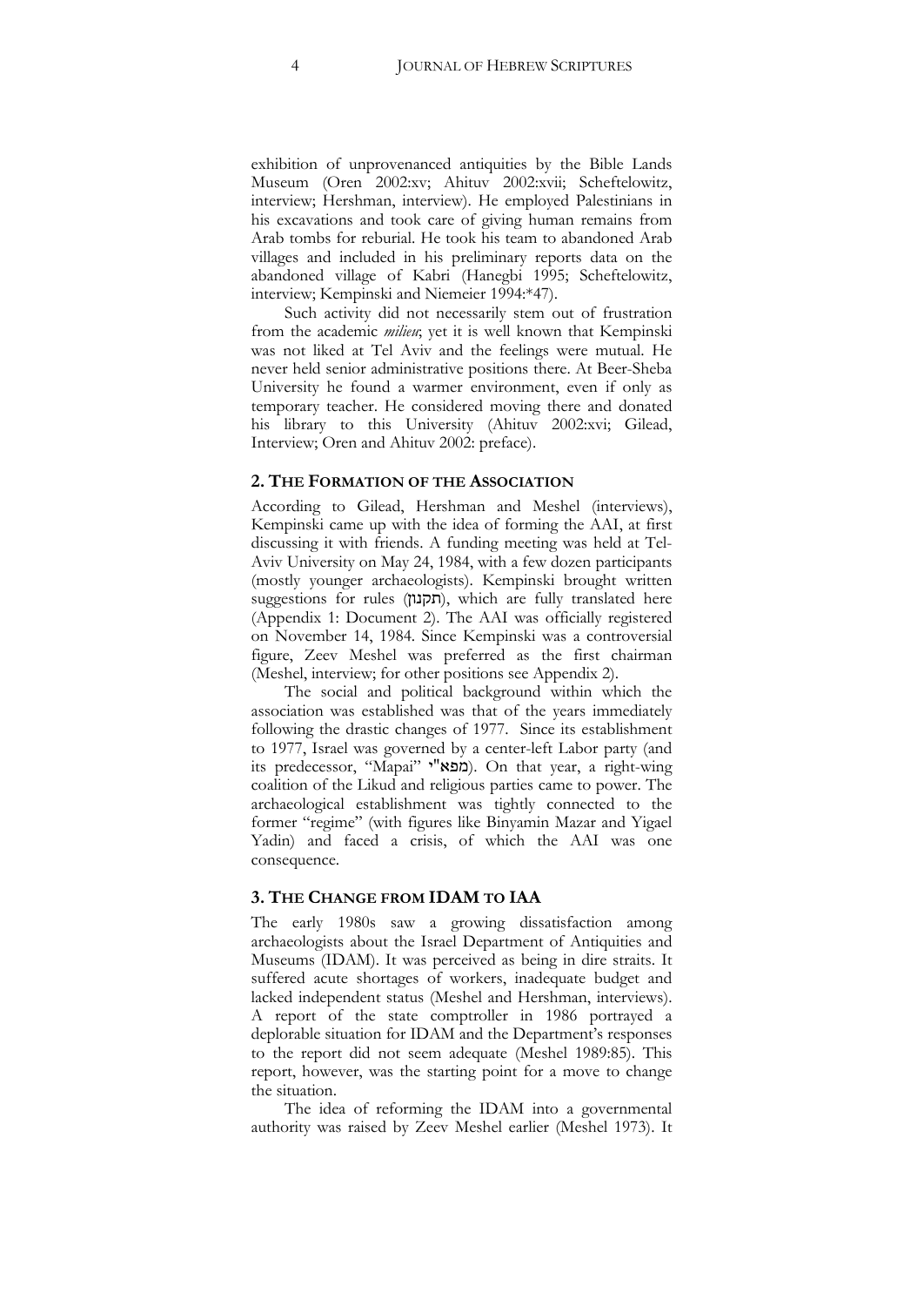exhibition of unprovenanced antiquities by the Bible Lands Museum (Oren 2002:xv; Ahituv 2002:xvii; Scheftelowitz, interview; Hershman, interview). He employed Palestinians in his excavations and took care of giving human remains from Arab tombs for reburial. He took his team to abandoned Arab villages and included in his preliminary reports data on the abandoned village of Kabri (Hanegbi 1995; Scheftelowitz, interview; Kempinski and Niemeier 1994:*47).

Such activity did not necessarily stem out of frustration from the academic *milieu*; yet it is well known that Kempinski was not liked at Tel Aviv and the feelings were mutual. He never held senior administrative positions there. At Beer-Sheba University he found a warmer environment, even if only as temporary teacher. He considered moving there and donated his library to this University (Ahituv 2002:xvi; Gilead, Interview; Oren and Ahituv 2002: preface).

## 2. The Formation of the Association

According to Gilead, Hershman and Meshel (interviews), Kempinski came up with the idea of forming the AAI, at first discussing it with friends. A funding meeting was held at Tel-Aviv University on May 24, 1984, with a few dozen participants (mostly younger archaeologists). Kempinski brought written suggestions for rules (תקנון), which are fully translated here (Appendix 1: Document 2). The AAI was officially registered on November 14, 1984. Since Kempinski was a controversial figure, Zeev Meshel was preferred as the first chairman (Meshel, interview; for other positions see Appendix 2).

The social and political background within which the association was established was that of the years immediately following the drastic changes of 1977. Since its establishment to 1977, Israel was governed by a center-left Labor party (and its predecessor, "Mapai" מפא"י). On that year, a right-wing coalition of the Likud and religious parties came to power. The archaeological establishment was tightly connected to the former "regime" (with figures like Binyamin Mazar and Yigael Yadin) and faced a crisis, of which the AAI was one consequence.

## 3. The Change from IDAM to IAA

The early 1980s saw a growing dissatisfaction among archaeologists about the Israel Department of Antiquities and Museums (IDAM). It was perceived as being in dire straits. It suffered acute shortages of workers, inadequate budget and lacked independent status (Meshel and Hershman, interviews). A report of the state comptroller in 1986 portrayed a deplorable situation for IDAM and the Department's responses to the report did not seem adequate (Meshel 1989:85). This report, however, was the starting point for a move to change the situation.

The idea of reforming the IDAM into a governmental authority was raised by Zeev Meshel earlier (Meshel 1973). It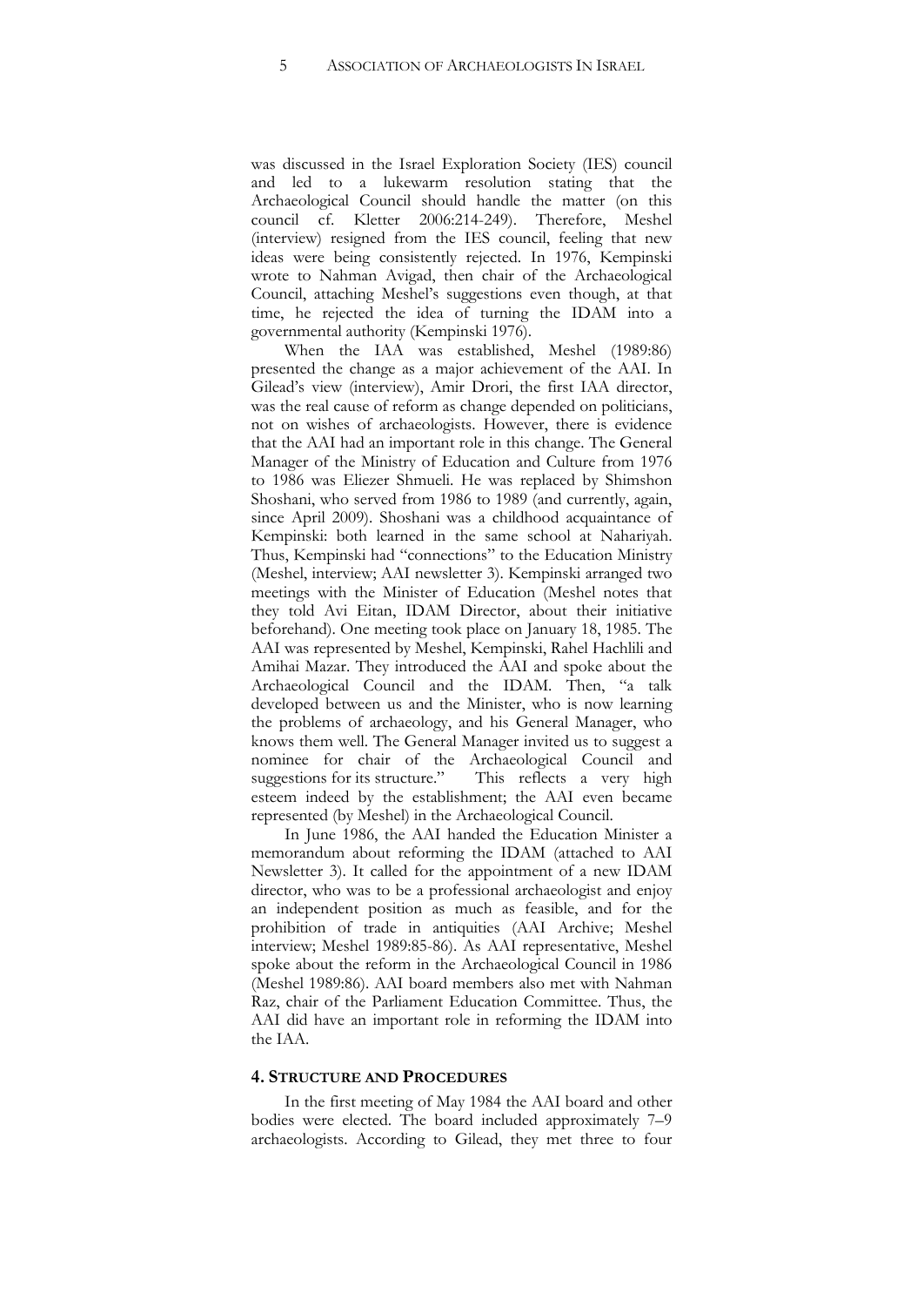was discussed in the Israel Exploration Society (IES) council and led to a lukewarm resolution stating that the Archaeological Council should handle the matter (on this council cf. Kletter 2006:214-249). Therefore, Meshel (interview) resigned from the IES council, feeling that new ideas were being consistently rejected. In 1976, Kempinski wrote to Nahman Avigad, then chair of the Archaeological Council, attaching Meshel's suggestions even though, at that time, he rejected the idea of turning the IDAM into a governmental authority (Kempinski 1976).

When the IAA was established, Meshel (1989:86) presented the change as a major achievement of the AAI. In Gilead's view (interview), Amir Drori, the first IAA director, was the real cause of reform as change depended on politicians, not on wishes of archaeologists. However, there is evidence that the AAI had an important role in this change. The General Manager of the Ministry of Education and Culture from 1976 to 1986 was Eliezer Shmueli. He was replaced by Shimshon Shoshani, who served from 1986 to 1989 (and currently, again, since April 2009). Shoshani was a childhood acquaintance of Kempinski: both learned in the same school at Nahariyah. Thus, Kempinski had "connections" to the Education Ministry (Meshel, interview; AAI newsletter 3). Kempinski arranged two meetings with the Minister of Education (Meshel notes that they told Avi Eitan, IDAM Director, about their initiative beforehand). One meeting took place on January 18, 1985. The AAI was represented by Meshel, Kempinski, Rahel Hachlili and Amihai Mazar. They introduced the AAI and spoke about the Archaeological Council and the IDAM. Then, "a talk developed between us and the Minister, who is now learning the problems of archaeology, and his General Manager, who knows them well. The General Manager invited us to suggest a nominee for chair of the Archaeological Council and suggestions for its structure." This reflects a very high esteem indeed by the establishment; the AAI even became represented (by Meshel) in the Archaeological Council.

In June 1986, the AAI handed the Education Minister a memorandum about reforming the IDAM (attached to AAI Newsletter 3). It called for the appointment of a new IDAM director, who was to be a professional archaeologist and enjoy an independent position as much as feasible, and for the prohibition of trade in antiquities (AAI Archive; Meshel interview; Meshel 1989:85-86). As AAI representative, Meshel spoke about the reform in the Archaeological Council in 1986 (Meshel 1989:86). AAI board members also met with Nahman Raz, chair of the Parliament Education Committee. Thus, the AAI did have an important role in reforming the IDAM into the IAA.

## 4. Structure and Procedures

In the first meeting of May 1984 the AAI board and other bodies were elected. The board included approximately 7–9 archaeologists. According to Gilead, they met three to four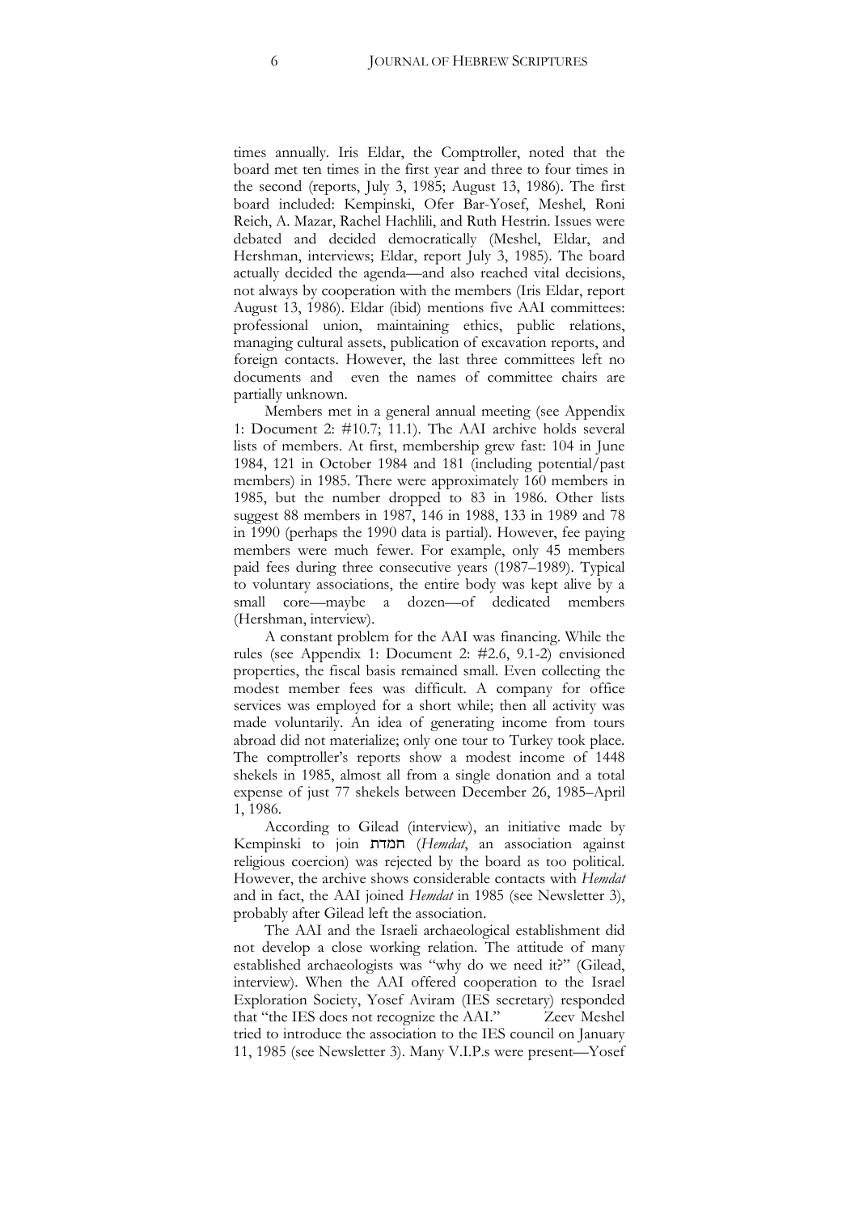times annually. Iris Eldar, the Comptroller, noted that the board met ten times in the first year and three to four times in the second (reports, July 3, 1985; August 13, 1986). The first board included: Kempinski, Ofer Bar-Yosef, Meshel, Roni Reich, A. Mazar, Rachel Hachlili, and Ruth Hestrin. Issues were debated and decided democratically (Meshel, Eldar, and Hershman, interviews; Eldar, report July 3, 1985). The board actually decided the agenda—and also reached vital decisions, not always by cooperation with the members (Iris Eldar, report August 13, 1986). Eldar (ibid) mentions five AAI committees: professional union, maintaining ethics, public relations, managing cultural assets, publication of excavation reports, and foreign contacts. However, the last three committees left no documents and even the names of committee chairs are partially unknown.

Members met in a general annual meeting (see Appendix 1: Document 2: #10.7; 11.1). The AAI archive holds several lists of members. At first, membership grew fast: 104 in June 1984, 121 in October 1984 and 181 (including potential/past members) in 1985. There were approximately 160 members in 1985, but the number dropped to 83 in 1986. Other lists suggest 88 members in 1987, 146 in 1988, 133 in 1989 and 78 in 1990 (perhaps the 1990 data is partial). However, fee paying members were much fewer. For example, only 45 members paid fees during three consecutive years (1987–1989). Typical to voluntary associations, the entire body was kept alive by a small core—maybe a dozen—of dedicated members (Hershman, interview).

A constant problem for the AAI was financing. While the rules (see Appendix 1: Document 2: #2.6, 9.1-2) envisioned properties, the fiscal basis remained small. Even collecting the modest member fees was difficult. A company for office services was employed for a short while; then all activity was made voluntarily. An idea of generating income from tours abroad did not materialize; only one tour to Turkey took place. The comptroller's reports show a modest income of 1448 shekels in 1985, almost all from a single donation and a total expense of just 77 shekels between December 26, 1985–April 1, 1986.

According to Gilead (interview), an initiative made by Kempinski to join חמדת (*Hemdat*, an association against religious coercion) was rejected by the board as too political. However, the archive shows considerable contacts with *Hemdat* and in fact, the AAI joined *Hemdat* in 1985 (see Newsletter 3), probably after Gilead left the association.

The AAI and the Israeli archaeological establishment did not develop a close working relation. The attitude of many established archaeologists was "why do we need it?" (Gilead, interview). When the AAI offered cooperation to the Israel Exploration Society, Yosef Aviram (IES secretary) responded that "the IES does not recognize the AAI." Zeev Meshel tried to introduce the association to the IES council on January 11, 1985 (see Newsletter 3). Many V.I.P.s were present—Yosef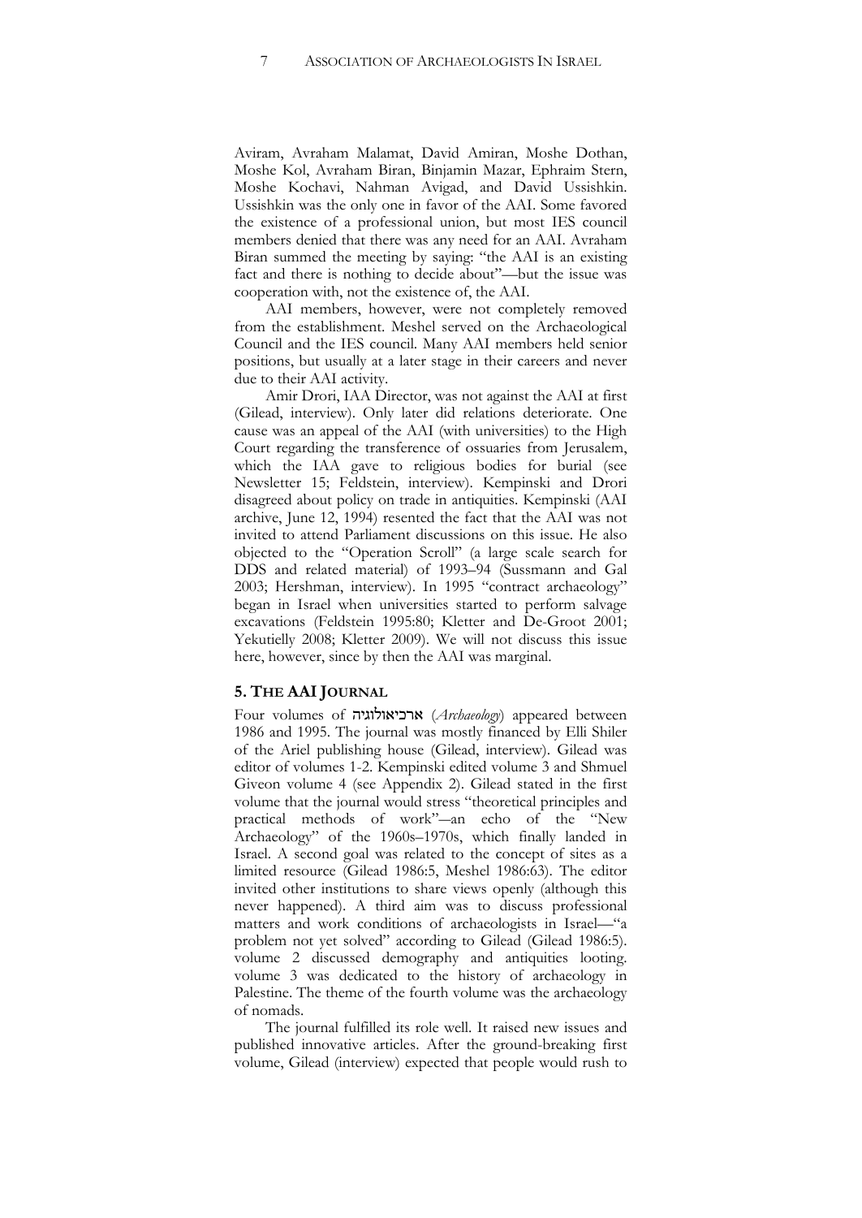Aviram, Avraham Malamat, David Amiran, Moshe Dothan, Moshe Kol, Avraham Biran, Binjamin Mazar, Ephraim Stern, Moshe Kochavi, Nahman Avigad, and David Ussishkin. Ussishkin was the only one in favor of the AAI. Some favored the existence of a professional union, but most IES council members denied that there was any need for an AAI. Avraham Biran summed the meeting by saying: "the AAI is an existing fact and there is nothing to decide about"—but the issue was cooperation with, not the existence of, the AAI.

AAI members, however, were not completely removed from the establishment. Meshel served on the Archaeological Council and the IES council. Many AAI members held senior positions, but usually at a later stage in their careers and never due to their AAI activity.

Amir Drori, IAA Director, was not against the AAI at first (Gilead, interview). Only later did relations deteriorate. One cause was an appeal of the AAI (with universities) to the High Court regarding the transference of ossuaries from Jerusalem, which the IAA gave to religious bodies for burial (see Newsletter 15; Feldstein, interview). Kempinski and Drori disagreed about policy on trade in antiquities. Kempinski (AAI archive, June 12, 1994) resented the fact that the AAI was not invited to attend Parliament discussions on this issue. He also objected to the "Operation Scroll" (a large scale search for DDS and related material) of 1993–94 (Sussmann and Gal 2003; Hershman, interview). In 1995 "contract archaeology" began in Israel when universities started to perform salvage excavations (Feldstein 1995:80; Kletter and De-Groot 2001; Yekutielly 2008; Kletter 2009). We will not discuss this issue here, however, since by then the AAI was marginal.

## 5. The AAI Journal

Four volumes of ארכיאולוגיה (*Archaeology*) appeared between 1986 and 1995. The journal was mostly financed by Elli Shiler of the Ariel publishing house (Gilead, interview). Gilead was editor of volumes 1-2. Kempinski edited volume 3 and Shmuel Giveon volume 4 (see Appendix 2). Gilead stated in the first volume that the journal would stress "theoretical principles and practical methods of work"—an echo of the "New Archaeology" of the 1960s–1970s, which finally landed in Israel. A second goal was related to the concept of sites as a limited resource (Gilead 1986:5, Meshel 1986:63). The editor invited other institutions to share views openly (although this never happened). A third aim was to discuss professional matters and work conditions of archaeologists in Israel—"a problem not yet solved" according to Gilead (Gilead 1986:5). volume 2 discussed demography and antiquities looting. volume 3 was dedicated to the history of archaeology in Palestine. The theme of the fourth volume was the archaeology of nomads.

The journal fulfilled its role well. It raised new issues and published innovative articles. After the ground-breaking first volume, Gilead (interview) expected that people would rush to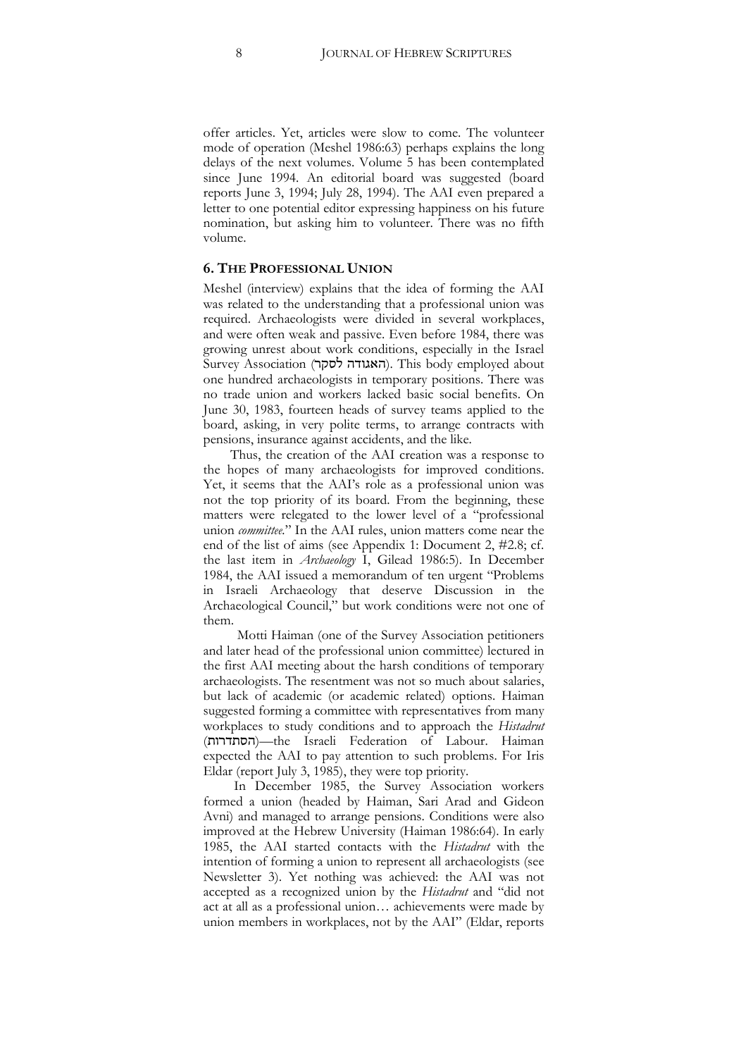offer articles. Yet, articles were slow to come. The volunteer mode of operation (Meshel 1986:63) perhaps explains the long delays of the next volumes. Volume 5 has been contemplated since June 1994. An editorial board was suggested (board reports June 3, 1994; July 28, 1994). The AAI even prepared a letter to one potential editor expressing happiness on his future nomination, but asking him to volunteer. There was no fifth volume.

## 6. The Professional Union

Meshel (interview) explains that the idea of forming the AAI was related to the understanding that a professional union was required. Archaeologists were divided in several workplaces, and were often weak and passive. Even before 1984, there was growing unrest about work conditions, especially in the Israel Survey Association (האגודה לסקר). This body employed about one hundred archaeologists in temporary positions. There was no trade union and workers lacked basic social benefits. On June 30, 1983, fourteen heads of survey teams applied to the board, asking, in very polite terms, to arrange contracts with pensions, insurance against accidents, and the like.

Thus, the creation of the AAI creation was a response to the hopes of many archaeologists for improved conditions. Yet, it seems that the AAI's role as a professional union was not the top priority of its board. From the beginning, these matters were relegated to the lower level of a "professional union *committee*." In the AAI rules, union matters come near the end of the list of aims (see Appendix 1: Document 2, #2.8; cf. the last item in *Archaeology* I, Gilead 1986:5). In December 1984, the AAI issued a memorandum of ten urgent "Problems in Israeli Archaeology that deserve Discussion in the Archaeological Council," but work conditions were not one of them.

Motti Haiman (one of the Survey Association petitioners and later head of the professional union committee) lectured in the first AAI meeting about the harsh conditions of temporary archaeologists. The resentment was not so much about salaries, but lack of academic (or academic related) options. Haiman suggested forming a committee with representatives from many workplaces to study conditions and to approach the *Histadrut* (הסתדרות)—the Israeli Federation of Labour. Haiman expected the AAI to pay attention to such problems. For Iris Eldar (report July 3, 1985), they were top priority.

In December 1985, the Survey Association workers formed a union (headed by Haiman, Sari Arad and Gideon Avni) and managed to arrange pensions. Conditions were also improved at the Hebrew University (Haiman 1986:64). In early 1985, the AAI started contacts with the *Histadrut* with the intention of forming a union to represent all archaeologists (see Newsletter 3). Yet nothing was achieved: the AAI was not accepted as a recognized union by the *Histadrut* and "did not act at all as a professional union… achievements were made by union members in workplaces, not by the AAI" (Eldar, reports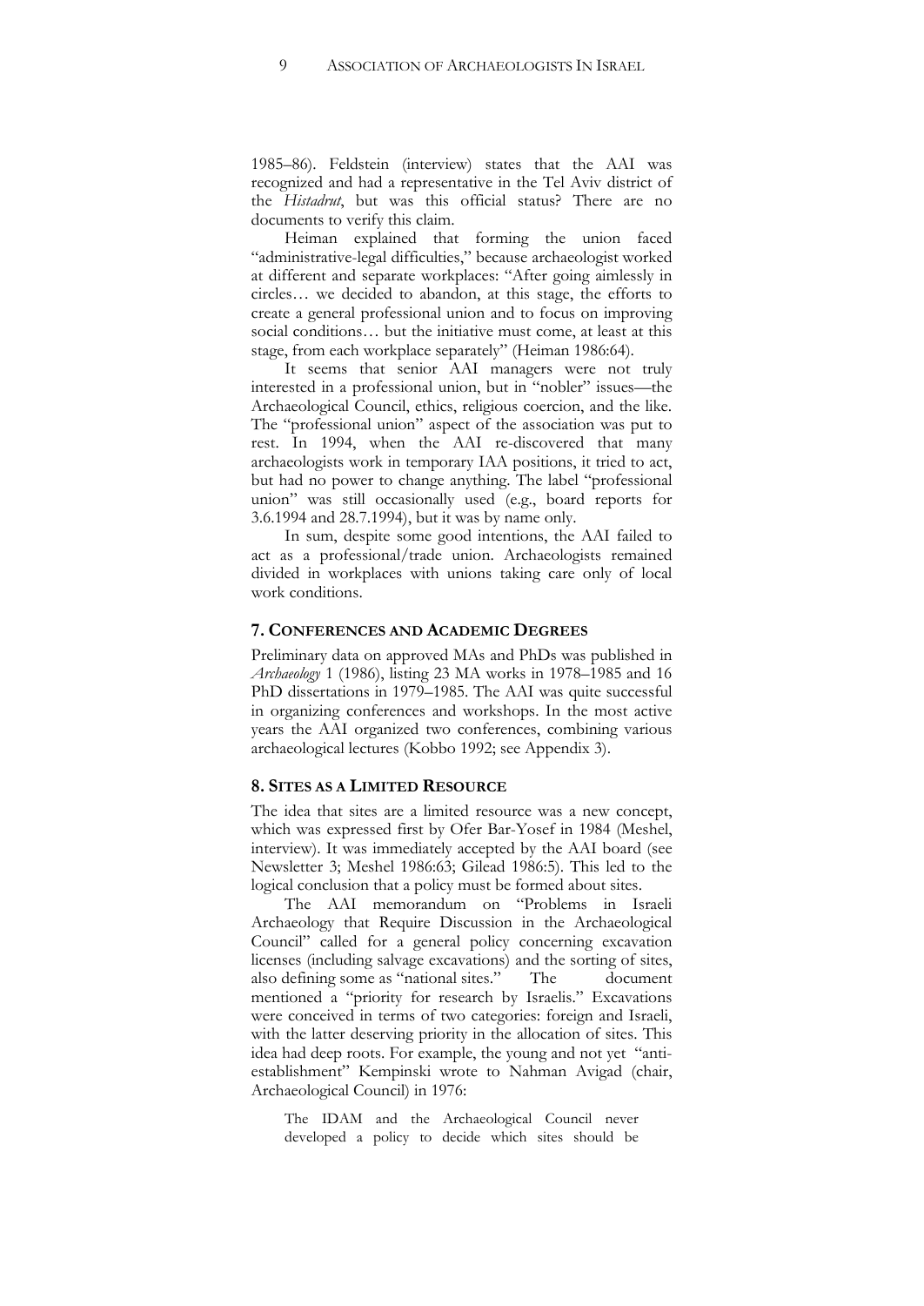1985–86). Feldstein (interview) states that the AAI was recognized and had a representative in the Tel Aviv district of the *Histadrut*, but was this official status? There are no documents to verify this claim.

Heiman explained that forming the union faced "administrative-legal difficulties," because archaeologist worked at different and separate workplaces: "After going aimlessly in circles… we decided to abandon, at this stage, the efforts to create a general professional union and to focus on improving social conditions… but the initiative must come, at least at this stage, from each workplace separately" (Heiman 1986:64).

It seems that senior AAI managers were not truly interested in a professional union, but in "nobler" issues—the Archaeological Council, ethics, religious coercion, and the like. The "professional union" aspect of the association was put to rest. In 1994, when the AAI re-discovered that many archaeologists work in temporary IAA positions, it tried to act, but had no power to change anything. The label "professional union" was still occasionally used (e.g., board reports for 3.6.1994 and 28.7.1994), but it was by name only.

In sum, despite some good intentions, the AAI failed to act as a professional/trade union. Archaeologists remained divided in workplaces with unions taking care only of local work conditions.

## 7. Conferences and Academic Degrees

Preliminary data on approved MAs and PhDs was published in *Archaeology* 1 (1986), listing 23 MA works in 1978–1985 and 16 PhD dissertations in 1979–1985. The AAI was quite successful in organizing conferences and workshops. In the most active years the AAI organized two conferences, combining various archaeological lectures (Kobbo 1992; see Appendix 3).

## 8. Sites as a Limited Resource

The idea that sites are a limited resource was a new concept, which was expressed first by Ofer Bar-Yosef in 1984 (Meshel, interview). It was immediately accepted by the AAI board (see Newsletter 3; Meshel 1986:63; Gilead 1986:5). This led to the logical conclusion that a policy must be formed about sites.

The AAI memorandum on "Problems in Israeli Archaeology that Require Discussion in the Archaeological Council" called for a general policy concerning excavation licenses (including salvage excavations) and the sorting of sites, also defining some as "national sites." The document mentioned a "priority for research by Israelis." Excavations were conceived in terms of two categories: foreign and Israeli, with the latter deserving priority in the allocation of sites. This idea had deep roots. For example, the young and not yet "anti-establishment" Kempinski wrote to Nahman Avigad (chair, Archaeological Council) in 1976:

> The IDAM and the Archaeological Council never developed a policy to decide which sites should be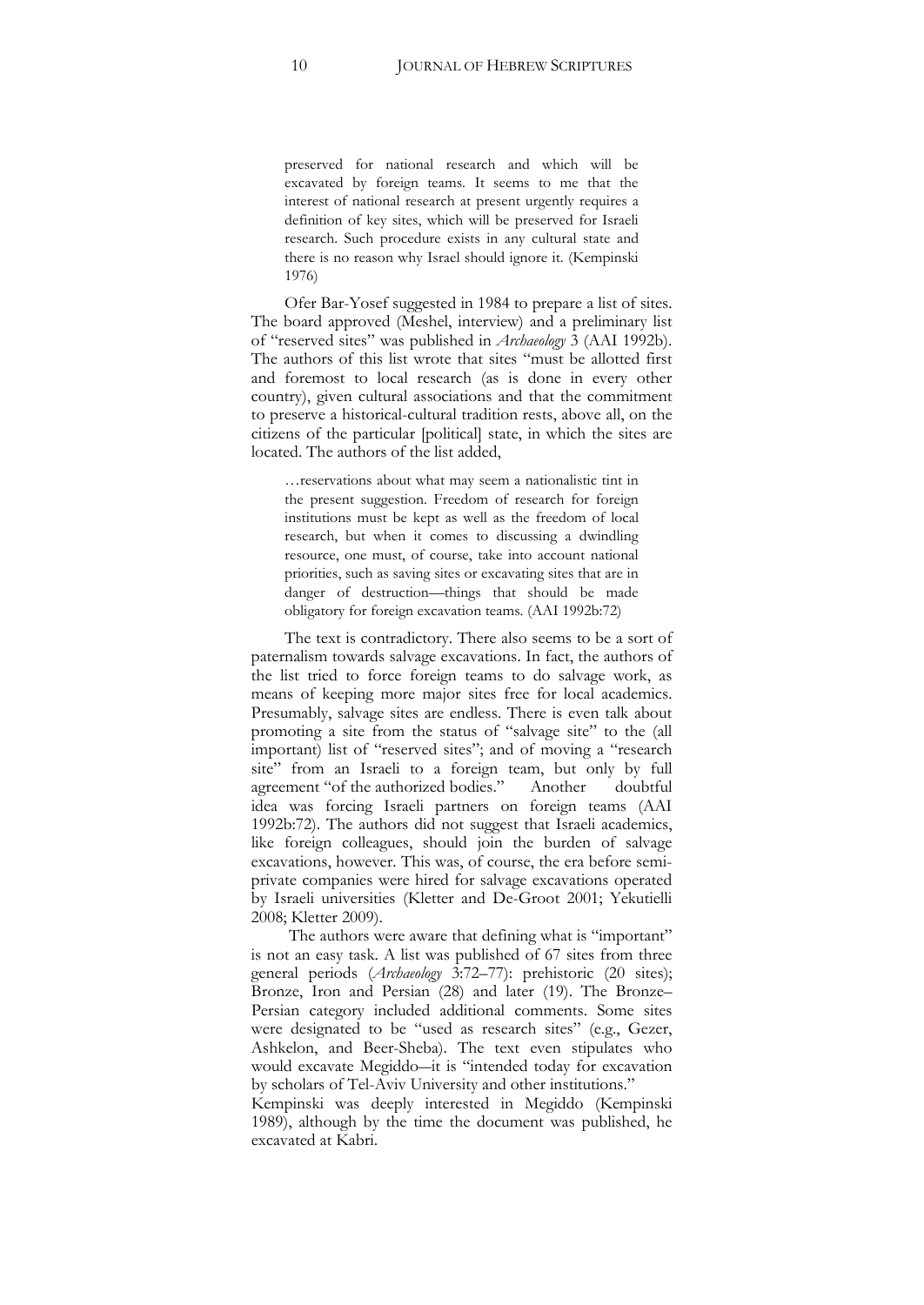> preserved for national research and which will be excavated by foreign teams. It seems to me that the interest of national research at present urgently requires a definition of key sites, which will be preserved for Israeli research. Such procedure exists in any cultural state and there is no reason why Israel should ignore it. (Kempinski 1976)

Ofer Bar-Yosef suggested in 1984 to prepare a list of sites. The board approved (Meshel, interview) and a preliminary list of "reserved sites" was published in *Archaeology* 3 (AAI 1992b). The authors of this list wrote that sites "must be allotted first and foremost to local research (as is done in every other country), given cultural associations and that the commitment to preserve a historical-cultural tradition rests, above all, on the citizens of the particular [political] state, in which the sites are located. The authors of the list added,

> …reservations about what may seem a nationalistic tint in the present suggestion. Freedom of research for foreign institutions must be kept as well as the freedom of local research, but when it comes to discussing a dwindling resource, one must, of course, take into account national priorities, such as saving sites or excavating sites that are in danger of destruction—things that should be made obligatory for foreign excavation teams. (AAI 1992b:72)

The text is contradictory. There also seems to be a sort of paternalism towards salvage excavations. In fact, the authors of the list tried to force foreign teams to do salvage work, as means of keeping more major sites free for local academics. Presumably, salvage sites are endless. There is even talk about promoting a site from the status of "salvage site" to the (all important) list of "reserved sites"; and of moving a "research site" from an Israeli to a foreign team, but only by full agreement "of the authorized bodies." Another doubtful idea was forcing Israeli partners on foreign teams (AAI 1992b:72). The authors did not suggest that Israeli academics, like foreign colleagues, should join the burden of salvage excavations, however. This was, of course, the era before semi-private companies were hired for salvage excavations operated by Israeli universities (Kletter and De-Groot 2001; Yekutielli 2008; Kletter 2009).

The authors were aware that defining what is "important" is not an easy task. A list was published of 67 sites from three general periods (*Archaeology* 3:72–77): prehistoric (20 sites); Bronze, Iron and Persian (28) and later (19). The Bronze–Persian category included additional comments. Some sites were designated to be "used as research sites" (e.g., Gezer, Ashkelon, and Beer-Sheba). The text even stipulates who would excavate Megiddo—it is "intended today for excavation by scholars of Tel-Aviv University and other institutions." Kempinski was deeply interested in Megiddo (Kempinski 1989), although by the time the document was published, he excavated at Kabri.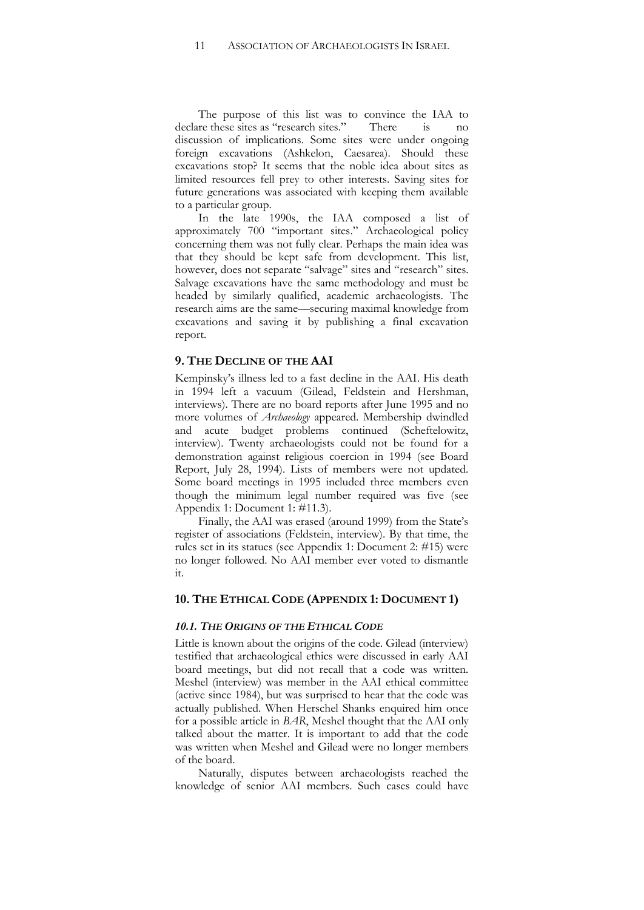The purpose of this list was to convince the IAA to declare these sites as "research sites." There is no discussion of implications. Some sites were under ongoing foreign excavations (Ashkelon, Caesarea). Should these excavations stop? It seems that the noble idea about sites as limited resources fell prey to other interests. Saving sites for future generations was associated with keeping them available to a particular group.

In the late 1990s, the IAA composed a list of approximately 700 "important sites." Archaeological policy concerning them was not fully clear. Perhaps the main idea was that they should be kept safe from development. This list, however, does not separate "salvage" sites and "research" sites. Salvage excavations have the same methodology and must be headed by similarly qualified, academic archaeologists. The research aims are the same—securing maximal knowledge from excavations and saving it by publishing a final excavation report.

## 9. The Decline of the AAI

Kempinsky's illness led to a fast decline in the AAI. His death in 1994 left a vacuum (Gilead, Feldstein and Hershman, interviews). There are no board reports after June 1995 and no more volumes of *Archaeology* appeared. Membership dwindled and acute budget problems continued (Scheftelowitz, interview). Twenty archaeologists could not be found for a demonstration against religious coercion in 1994 (see Board Report, July 28, 1994). Lists of members were not updated. Some board meetings in 1995 included three members even though the minimum legal number required was five (see Appendix 1: Document 1: #11.3).

Finally, the AAI was erased (around 1999) from the State's register of associations (Feldstein, interview). By that time, the rules set in its statues (see Appendix 1: Document 2: #15) were no longer followed. No AAI member ever voted to dismantle it.

## 10. The Ethical Code (Appendix 1: Document 1)

### *10.1. The Origins of the Ethical Code*

Little is known about the origins of the code. Gilead (interview) testified that archaeological ethics were discussed in early AAI board meetings, but did not recall that a code was written. Meshel (interview) was member in the AAI ethical committee (active since 1984), but was surprised to hear that the code was actually published. When Herschel Shanks enquired him once for a possible article in *BAR*, Meshel thought that the AAI only talked about the matter. It is important to add that the code was written when Meshel and Gilead were no longer members of the board.

Naturally, disputes between archaeologists reached the knowledge of senior AAI members. Such cases could have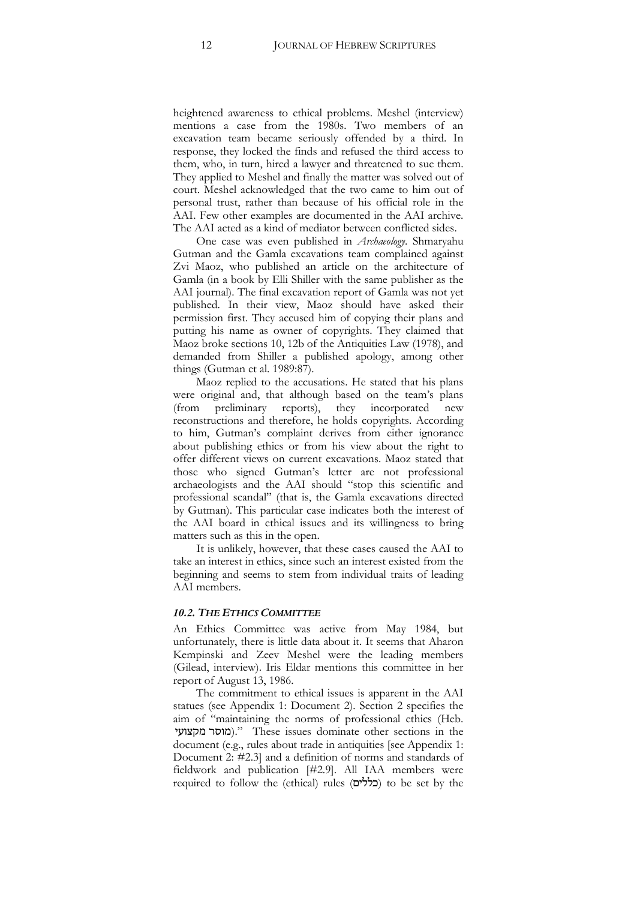heightened awareness to ethical problems. Meshel (interview) mentions a case from the 1980s. Two members of an excavation team became seriously offended by a third. In response, they locked the finds and refused the third access to them, who, in turn, hired a lawyer and threatened to sue them. They applied to Meshel and finally the matter was solved out of court. Meshel acknowledged that the two came to him out of personal trust, rather than because of his official role in the AAI. Few other examples are documented in the AAI archive. The AAI acted as a kind of mediator between conflicted sides.

One case was even published in *Archaeology*. Shmaryahu Gutman and the Gamla excavations team complained against Zvi Maoz, who published an article on the architecture of Gamla (in a book by Elli Shiller with the same publisher as the AAI journal). The final excavation report of Gamla was not yet published. In their view, Maoz should have asked their permission first. They accused him of copying their plans and putting his name as owner of copyrights. They claimed that Maoz broke sections 10, 12b of the Antiquities Law (1978), and demanded from Shiller a published apology, among other things (Gutman et al. 1989:87).

Maoz replied to the accusations. He stated that his plans were original and, that although based on the team's plans (from preliminary reports), they incorporated new reconstructions and therefore, he holds copyrights. According to him, Gutman's complaint derives from either ignorance about publishing ethics or from his view about the right to offer different views on current excavations. Maoz stated that those who signed Gutman's letter are not professional archaeologists and the AAI should "stop this scientific and professional scandal" (that is, the Gamla excavations directed by Gutman). This particular case indicates both the interest of the AAI board in ethical issues and its willingness to bring matters such as this in the open.

It is unlikely, however, that these cases caused the AAI to take an interest in ethics, since such an interest existed from the beginning and seems to stem from individual traits of leading AAI members.

### *10.2. THE ETHICS COMMITTEE*

An Ethics Committee was active from May 1984, but unfortunately, there is little data about it. It seems that Aharon Kempinski and Zeev Meshel were the leading members (Gilead, interview). Iris Eldar mentions this committee in her report of August 13, 1986.

The commitment to ethical issues is apparent in the AAI statues (see Appendix 1: Document 2). Section 2 specifies the aim of "maintaining the norms of professional ethics (Heb. מוסר מקצועי)." These issues dominate other sections in the document (e.g., rules about trade in antiquities [see Appendix 1: Document 2: #2.3] and a definition of norms and standards of fieldwork and publication [#2.9]. All IAA members were required to follow the (ethical) rules (כללים) to be set by the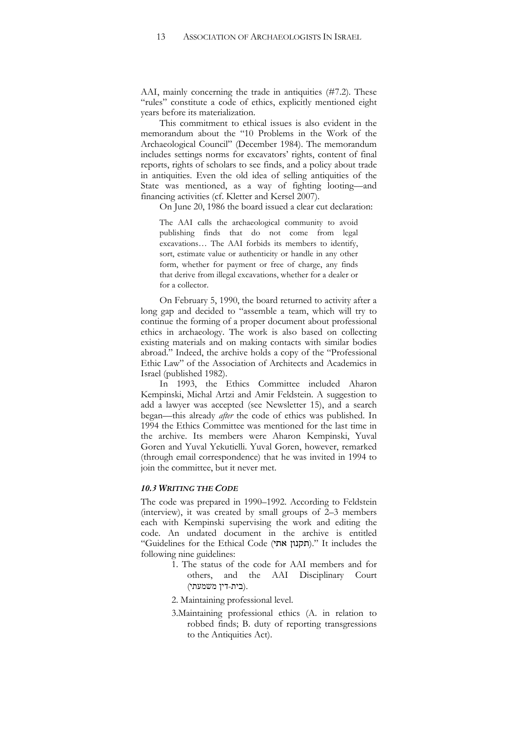AAI, mainly concerning the trade in antiquities (#7.2). These "rules" constitute a code of ethics, explicitly mentioned eight years before its materialization.

This commitment to ethical issues is also evident in the memorandum about the "10 Problems in the Work of the Archaeological Council" (December 1984). The memorandum includes settings norms for excavators' rights, content of final reports, rights of scholars to see finds, and a policy about trade in antiquities. Even the old idea of selling antiquities of the State was mentioned, as a way of fighting looting—and financing activities (cf. Kletter and Kersel 2007).

On June 20, 1986 the board issued a clear cut declaration:

> The AAI calls the archaeological community to avoid publishing finds that do not come from legal excavations… The AAI forbids its members to identify, sort, estimate value or authenticity or handle in any other form, whether for payment or free of charge, any finds that derive from illegal excavations, whether for a dealer or for a collector.

On February 5, 1990, the board returned to activity after a long gap and decided to "assemble a team, which will try to continue the forming of a proper document about professional ethics in archaeology. The work is also based on collecting existing materials and on making contacts with similar bodies abroad." Indeed, the archive holds a copy of the "Professional Ethic Law" of the Association of Architects and Academics in Israel (published 1982).

In 1993, the Ethics Committee included Aharon Kempinski, Michal Artzi and Amir Feldstein. A suggestion to add a lawyer was accepted (see Newsletter 15), and a search began—this already *after* the code of ethics was published. In 1994 the Ethics Committee was mentioned for the last time in the archive. Its members were Aharon Kempinski, Yuval Goren and Yuval Yekutielli. Yuval Goren, however, remarked (through email correspondence) that he was invited in 1994 to join the committee, but it never met.

### *10.3 WRITING THE CODE*

The code was prepared in 1990–1992. According to Feldstein (interview), it was created by small groups of 2–3 members each with Kempinski supervising the work and editing the code. An undated document in the archive is entitled "Guidelines for the Ethical Code (תקנון אתי)." It includes the following nine guidelines:

1. The status of the code for AAI members and for others, and the AAI Disciplinary Court (בית-דין משמעתי).
2. Maintaining professional level.
3. Maintaining professional ethics (A. in relation to robbed finds; B. duty of reporting transgressions to the Antiquities Act).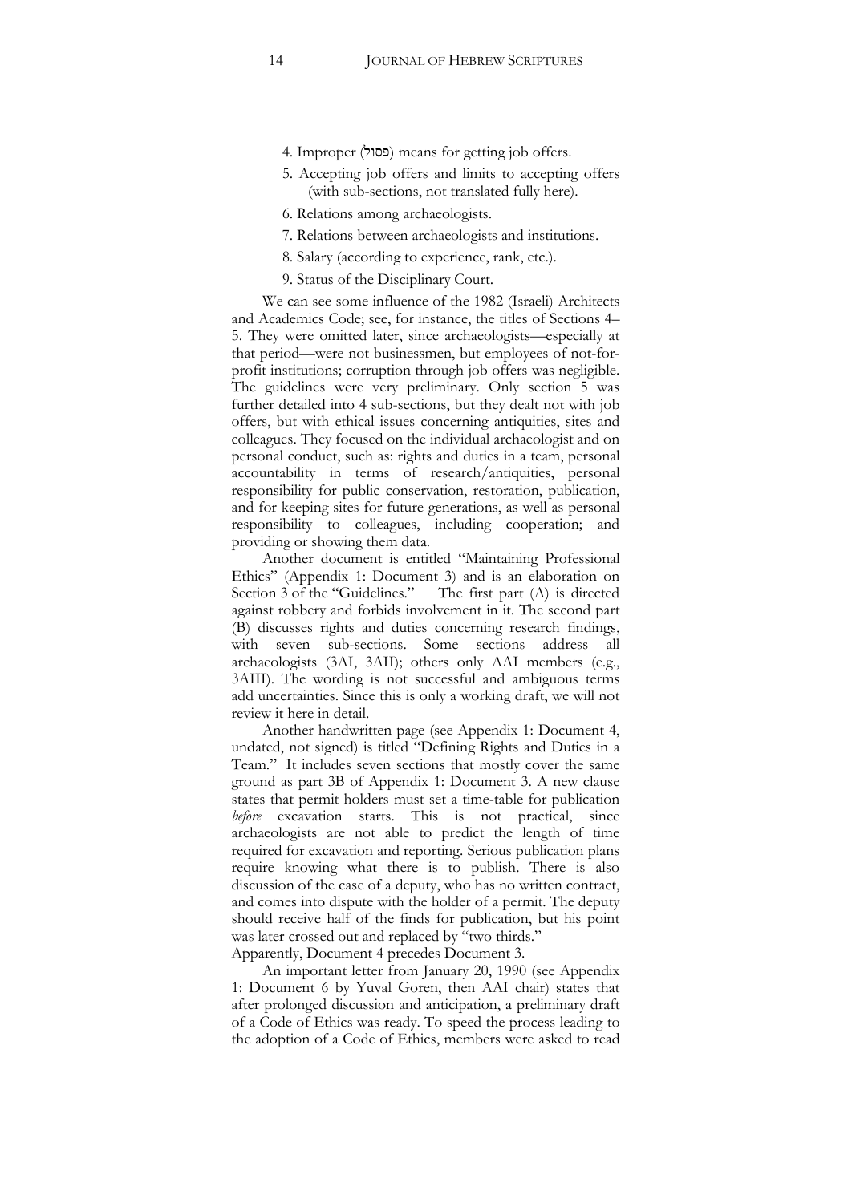4. Improper (פסול) means for getting job offers.

5. Accepting job offers and limits to accepting offers (with sub-sections, not translated fully here).

6. Relations among archaeologists.

7. Relations between archaeologists and institutions.

8. Salary (according to experience, rank, etc.).

9. Status of the Disciplinary Court.

We can see some influence of the 1982 (Israeli) Architects and Academics Code; see, for instance, the titles of Sections 4–5. They were omitted later, since archaeologists—especially at that period—were not businessmen, but employees of not-for-profit institutions; corruption through job offers was negligible. The guidelines were very preliminary. Only section 5 was further detailed into 4 sub-sections, but they dealt not with job offers, but with ethical issues concerning antiquities, sites and colleagues. They focused on the individual archaeologist and on personal conduct, such as: rights and duties in a team, personal accountability in terms of research/antiquities, personal responsibility for public conservation, restoration, publication, and for keeping sites for future generations, as well as personal responsibility to colleagues, including cooperation; and providing or showing them data.

Another document is entitled "Maintaining Professional Ethics" (Appendix 1: Document 3) and is an elaboration on Section 3 of the "Guidelines." The first part (A) is directed against robbery and forbids involvement in it. The second part (B) discusses rights and duties concerning research findings, with seven sub-sections. Some sections address all archaeologists (3AI, 3AII); others only AAI members (e.g., 3AIII). The wording is not successful and ambiguous terms add uncertainties. Since this is only a working draft, we will not review it here in detail.

Another handwritten page (see Appendix 1: Document 4, undated, not signed) is titled "Defining Rights and Duties in a Team." It includes seven sections that mostly cover the same ground as part 3B of Appendix 1: Document 3. A new clause states that permit holders must set a time-table for publication *before* excavation starts. This is not practical, since archaeologists are not able to predict the length of time required for excavation and reporting. Serious publication plans require knowing what there is to publish. There is also discussion of the case of a deputy, who has no written contract, and comes into dispute with the holder of a permit. The deputy should receive half of the finds for publication, but his point was later crossed out and replaced by "two thirds."

Apparently, Document 4 precedes Document 3.

An important letter from January 20, 1990 (see Appendix 1: Document 6 by Yuval Goren, then AAI chair) states that after prolonged discussion and anticipation, a preliminary draft of a Code of Ethics was ready. To speed the process leading to the adoption of a Code of Ethics, members were asked to read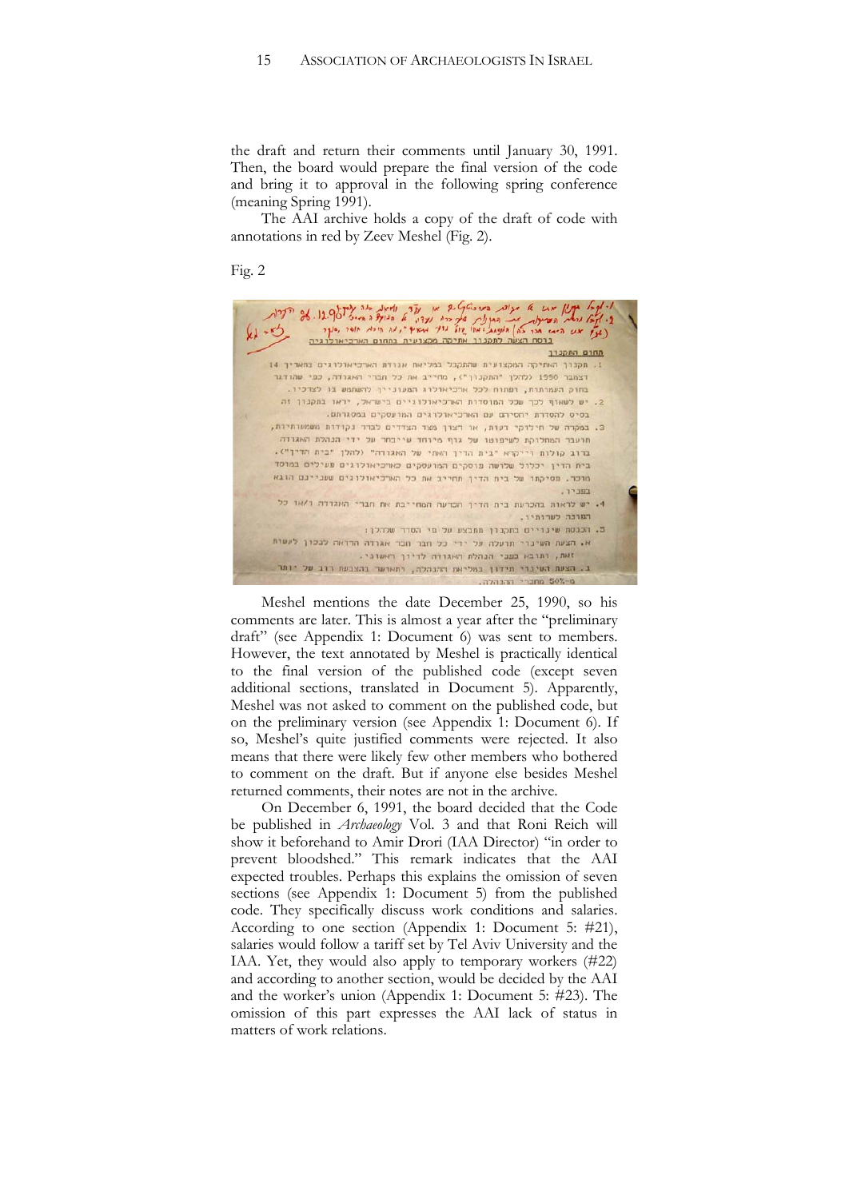the draft and return their comments until January 30, 1991. Then, the board would prepare the final version of the code and bring it to approval in the following spring conference (meaning Spring 1991).

The AAI archive holds a copy of the draft of code with annotations in red by Zeev Meshel (Fig. 2).

Fig. 2

Meshel mentions the date December 25, 1990, so his comments are later. This is almost a year after the "preliminary draft" (see Appendix 1: Document 6) was sent to members. However, the text annotated by Meshel is practically identical to the final version of the published code (except seven additional sections, translated in Document 5). Apparently, Meshel was not asked to comment on the published code, but on the preliminary version (see Appendix 1: Document 6). If so, Meshel's quite justified comments were rejected. It also means that there were likely few other members who bothered to comment on the draft. But if anyone else besides Meshel returned comments, their notes are not in the archive.

On December 6, 1991, the board decided that the Code be published in *Archaeology* Vol. 3 and that Roni Reich will show it beforehand to Amir Drori (IAA Director) "in order to prevent bloodshed." This remark indicates that the AAI expected troubles. Perhaps this explains the omission of seven sections (see Appendix 1: Document 5) from the published code. They specifically discuss work conditions and salaries. According to one section (Appendix 1: Document 5: #21), salaries would follow a tariff set by Tel Aviv University and the IAA. Yet, they would also apply to temporary workers (#22) and according to another section, would be decided by the AAI and the worker's union (Appendix 1: Document 5: #23). The omission of this part expresses the AAI lack of status in matters of work relations.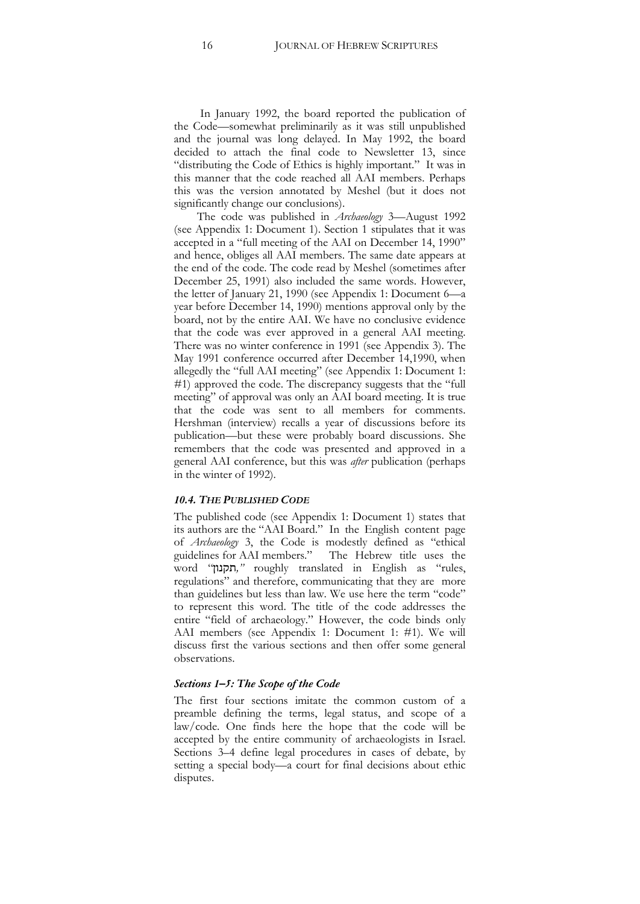In January 1992, the board reported the publication of the Code—somewhat preliminarily as it was still unpublished and the journal was long delayed. In May 1992, the board decided to attach the final code to Newsletter 13, since "distributing the Code of Ethics is highly important." It was in this manner that the code reached all AAI members. Perhaps this was the version annotated by Meshel (but it does not significantly change our conclusions).

The code was published in *Archaeology* 3—August 1992 (see Appendix 1: Document 1). Section 1 stipulates that it was accepted in a "full meeting of the AAI on December 14, 1990" and hence, obliges all AAI members. The same date appears at the end of the code. The code read by Meshel (sometimes after December 25, 1991) also included the same words. However, the letter of January 21, 1990 (see Appendix 1: Document 6—a year before December 14, 1990) mentions approval only by the board, not by the entire AAI. We have no conclusive evidence that the code was ever approved in a general AAI meeting. There was no winter conference in 1991 (see Appendix 3). The May 1991 conference occurred after December 14,1990, when allegedly the "full AAI meeting" (see Appendix 1: Document 1: #1) approved the code. The discrepancy suggests that the "full meeting" of approval was only an AAI board meeting. It is true that the code was sent to all members for comments. Hershman (interview) recalls a year of discussions before its publication—but these were probably board discussions. She remembers that the code was presented and approved in a general AAI conference, but this was *after* publication (perhaps in the winter of 1992).

### *10.4. The Published Code*

The published code (see Appendix 1: Document 1) states that its authors are the "AAI Board." In the English content page of *Archaeology* 3, the Code is modestly defined as "ethical guidelines for AAI members." The Hebrew title uses the word "תקנון," roughly translated in English as "rules, regulations" and therefore, communicating that they are more than guidelines but less than law. We use here the term "code" to represent this word. The title of the code addresses the entire "field of archaeology." However, the code binds only AAI members (see Appendix 1: Document 1: #1). We will discuss first the various sections and then offer some general observations.

#### *Sections 1–5: The Scope of the Code*

The first four sections imitate the common custom of a preamble defining the terms, legal status, and scope of a law/code. One finds here the hope that the code will be accepted by the entire community of archaeologists in Israel. Sections 3–4 define legal procedures in cases of debate, by setting a special body—a court for final decisions about ethic disputes.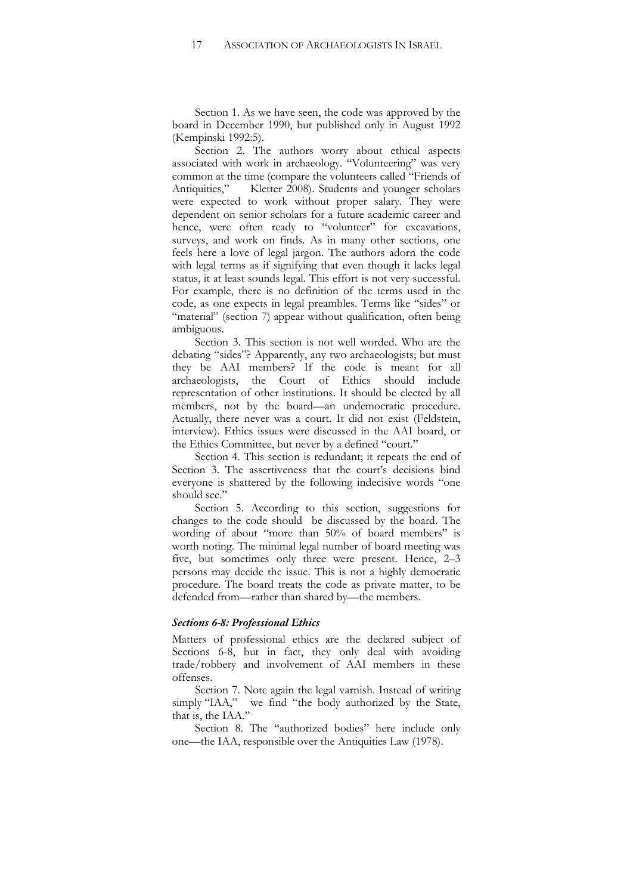Section 1. As we have seen, the code was approved by the board in December 1990, but published only in August 1992 (Kempinski 1992:5).

Section 2. The authors worry about ethical aspects associated with work in archaeology. "Volunteering" was very common at the time (compare the volunteers called "Friends of Antiquities," Kletter 2008). Students and younger scholars were expected to work without proper salary. They were dependent on senior scholars for a future academic career and hence, were often ready to "volunteer" for excavations, surveys, and work on finds. As in many other sections, one feels here a love of legal jargon. The authors adorn the code with legal terms as if signifying that even though it lacks legal status, it at least sounds legal. This effort is not very successful. For example, there is no definition of the terms used in the code, as one expects in legal preambles. Terms like "sides" or "material" (section 7) appear without qualification, often being ambiguous.

Section 3. This section is not well worded. Who are the debating "sides"? Apparently, any two archaeologists; but must they be AAI members? If the code is meant for all archaeologists, the Court of Ethics should include representation of other institutions. It should be elected by all members, not by the board—an undemocratic procedure. Actually, there never was a court. It did not exist (Feldstein, interview). Ethics issues were discussed in the AAI board, or the Ethics Committee, but never by a defined "court."

Section 4. This section is redundant; it repeats the end of Section 3. The assertiveness that the court's decisions bind everyone is shattered by the following indecisive words "one should see."

Section 5. According to this section, suggestions for changes to the code should be discussed by the board. The wording of about "more than 50% of board members" is worth noting. The minimal legal number of board meeting was five, but sometimes only three were present. Hence, 2–3 persons may decide the issue. This is not a highly democratic procedure. The board treats the code as private matter, to be defended from—rather than shared by—the members.

### *Sections 6-8: Professional Ethics*

Matters of professional ethics are the declared subject of Sections 6-8, but in fact, they only deal with avoiding trade/robbery and involvement of AAI members in these offenses.

Section 7. Note again the legal varnish. Instead of writing simply "IAA," we find "the body authorized by the State, that is, the IAA."

Section 8. The "authorized bodies" here include only one—the IAA, responsible over the Antiquities Law (1978).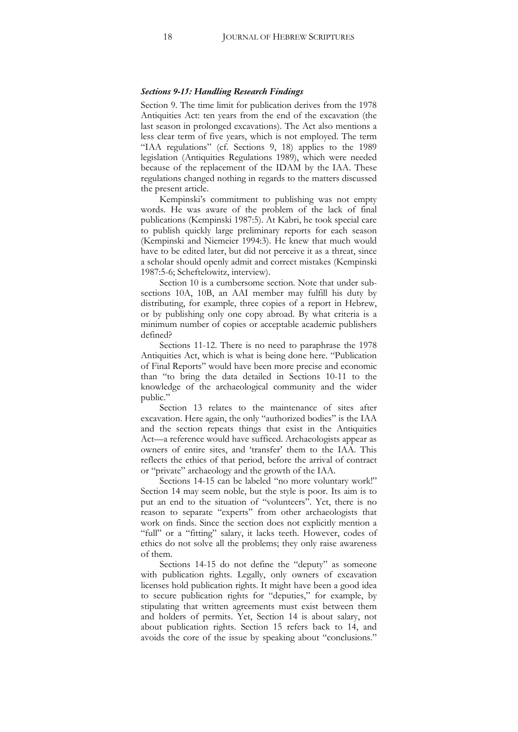### *Sections 9-15: Handling Research Findings*

Section 9. The time limit for publication derives from the 1978 Antiquities Act: ten years from the end of the excavation (the last season in prolonged excavations). The Act also mentions a less clear term of five years, which is not employed. The term "IAA regulations" (cf. Sections 9, 18) applies to the 1989 legislation (Antiquities Regulations 1989), which were needed because of the replacement of the IDAM by the IAA. These regulations changed nothing in regards to the matters discussed the present article.

Kempinski's commitment to publishing was not empty words. He was aware of the problem of the lack of final publications (Kempinski 1987:5). At Kabri, he took special care to publish quickly large preliminary reports for each season (Kempinski and Niemeier 1994:3). He knew that much would have to be edited later, but did not perceive it as a threat, since a scholar should openly admit and correct mistakes (Kempinski 1987:5-6; Scheftelowitz, interview).

Section 10 is a cumbersome section. Note that under sub-sections 10A, 10B, an AAI member may fulfill his duty by distributing, for example, three copies of a report in Hebrew, or by publishing only one copy abroad. By what criteria is a minimum number of copies or acceptable academic publishers defined?

Sections 11-12. There is no need to paraphrase the 1978 Antiquities Act, which is what is being done here. "Publication of Final Reports" would have been more precise and economic than "to bring the data detailed in Sections 10-11 to the knowledge of the archaeological community and the wider public."

Section 13 relates to the maintenance of sites after excavation. Here again, the only "authorized bodies" is the IAA and the section repeats things that exist in the Antiquities Act—a reference would have sufficed. Archaeologists appear as owners of entire sites, and 'transfer' them to the IAA. This reflects the ethics of that period, before the arrival of contract or "private" archaeology and the growth of the IAA.

Sections 14-15 can be labeled "no more voluntary work!" Section 14 may seem noble, but the style is poor. Its aim is to put an end to the situation of "volunteers". Yet, there is no reason to separate "experts" from other archaeologists that work on finds. Since the section does not explicitly mention a "full" or a "fitting" salary, it lacks teeth. However, codes of ethics do not solve all the problems; they only raise awareness of them.

Sections 14-15 do not define the "deputy" as someone with publication rights. Legally, only owners of excavation licenses hold publication rights. It might have been a good idea to secure publication rights for "deputies," for example, by stipulating that written agreements must exist between them and holders of permits. Yet, Section 14 is about salary, not about publication rights. Section 15 refers back to 14, and avoids the core of the issue by speaking about "conclusions."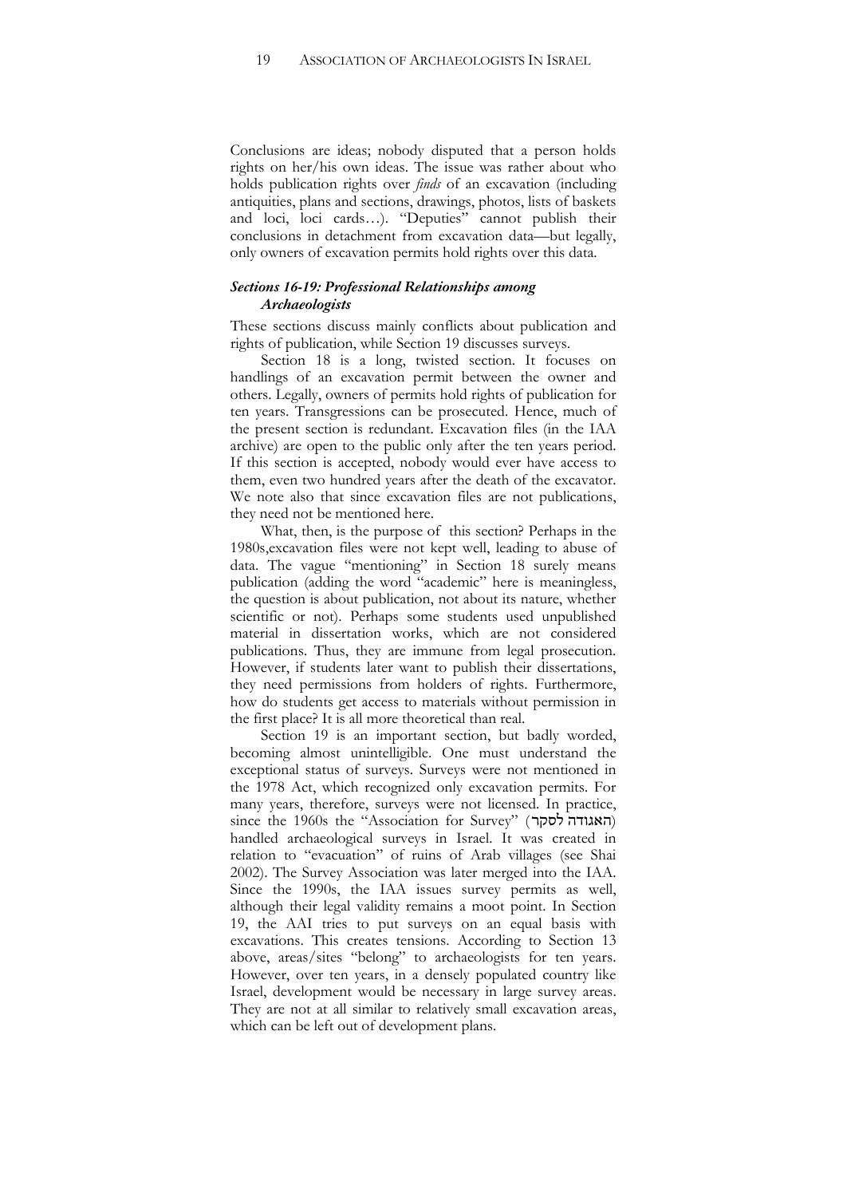Conclusions are ideas; nobody disputed that a person holds rights on her/his own ideas. The issue was rather about who holds publication rights over *finds* of an excavation (including antiquities, plans and sections, drawings, photos, lists of baskets and loci, loci cards…). "Deputies" cannot publish their conclusions in detachment from excavation data—but legally, only owners of excavation permits hold rights over this data.

### *Sections 16-19: Professional Relationships among Archaeologists*

These sections discuss mainly conflicts about publication and rights of publication, while Section 19 discusses surveys.

Section 18 is a long, twisted section. It focuses on handlings of an excavation permit between the owner and others. Legally, owners of permits hold rights of publication for ten years. Transgressions can be prosecuted. Hence, much of the present section is redundant. Excavation files (in the IAA archive) are open to the public only after the ten years period. If this section is accepted, nobody would ever have access to them, even two hundred years after the death of the excavator. We note also that since excavation files are not publications, they need not be mentioned here.

What, then, is the purpose of this section? Perhaps in the 1980s,excavation files were not kept well, leading to abuse of data. The vague "mentioning" in Section 18 surely means publication (adding the word "academic" here is meaningless, the question is about publication, not about its nature, whether scientific or not). Perhaps some students used unpublished material in dissertation works, which are not considered publications. Thus, they are immune from legal prosecution. However, if students later want to publish their dissertations, they need permissions from holders of rights. Furthermore, how do students get access to materials without permission in the first place? It is all more theoretical than real.

Section 19 is an important section, but badly worded, becoming almost unintelligible. One must understand the exceptional status of surveys. Surveys were not mentioned in the 1978 Act, which recognized only excavation permits. For many years, therefore, surveys were not licensed. In practice, since the 1960s the "Association for Survey" (האגודה לסקר) handled archaeological surveys in Israel. It was created in relation to "evacuation" of ruins of Arab villages (see Shai 2002). The Survey Association was later merged into the IAA. Since the 1990s, the IAA issues survey permits as well, although their legal validity remains a moot point. In Section 19, the AAI tries to put surveys on an equal basis with excavations. This creates tensions. According to Section 13 above, areas/sites "belong" to archaeologists for ten years. However, over ten years, in a densely populated country like Israel, development would be necessary in large survey areas. They are not at all similar to relatively small excavation areas, which can be left out of development plans.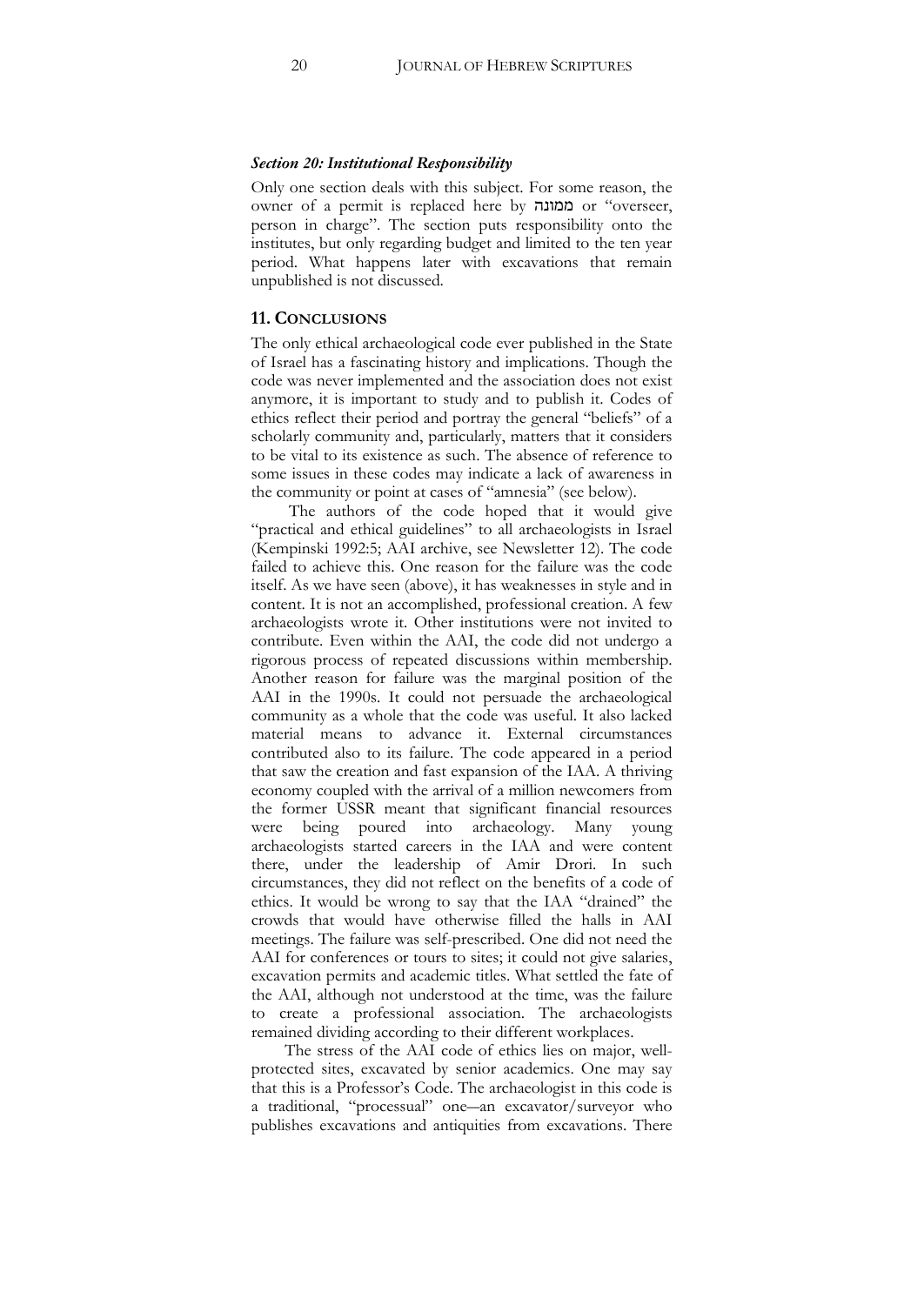### *Section 20: Institutional Responsibility*

Only one section deals with this subject. For some reason, the owner of a permit is replaced here by ממונה or "overseer, person in charge". The section puts responsibility onto the institutes, but only regarding budget and limited to the ten year period. What happens later with excavations that remain unpublished is not discussed.

## 11. CONCLUSIONS

The only ethical archaeological code ever published in the State of Israel has a fascinating history and implications. Though the code was never implemented and the association does not exist anymore, it is important to study and to publish it. Codes of ethics reflect their period and portray the general "beliefs" of a scholarly community and, particularly, matters that it considers to be vital to its existence as such. The absence of reference to some issues in these codes may indicate a lack of awareness in the community or point at cases of "amnesia" (see below).

The authors of the code hoped that it would give "practical and ethical guidelines" to all archaeologists in Israel (Kempinski 1992:5; AAI archive, see Newsletter 12). The code failed to achieve this. One reason for the failure was the code itself. As we have seen (above), it has weaknesses in style and in content. It is not an accomplished, professional creation. A few archaeologists wrote it. Other institutions were not invited to contribute. Even within the AAI, the code did not undergo a rigorous process of repeated discussions within membership. Another reason for failure was the marginal position of the AAI in the 1990s. It could not persuade the archaeological community as a whole that the code was useful. It also lacked material means to advance it. External circumstances contributed also to its failure. The code appeared in a period that saw the creation and fast expansion of the IAA. A thriving economy coupled with the arrival of a million newcomers from the former USSR meant that significant financial resources were being poured into archaeology. Many young archaeologists started careers in the IAA and were content there, under the leadership of Amir Drori. In such circumstances, they did not reflect on the benefits of a code of ethics. It would be wrong to say that the IAA "drained" the crowds that would have otherwise filled the halls in AAI meetings. The failure was self-prescribed. One did not need the AAI for conferences or tours to sites; it could not give salaries, excavation permits and academic titles. What settled the fate of the AAI, although not understood at the time, was the failure to create a professional association. The archaeologists remained dividing according to their workplaces.

The stress of the AAI code of ethics lies on major, well-protected sites, excavated by senior academics. One may say that this is a Professor's Code. The archaeologist in this code is a traditional, "processual" one—an excavator/surveyor who publishes excavations and antiquities from excavations. There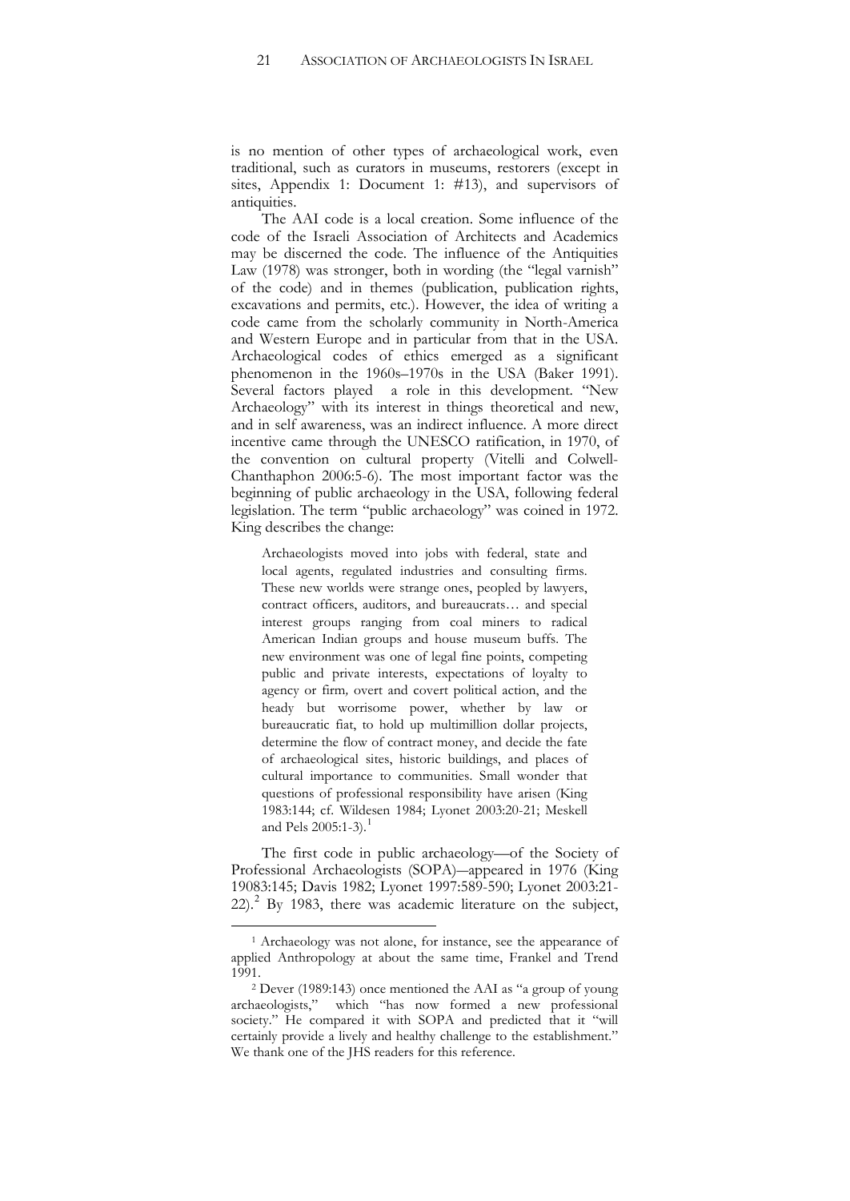is no mention of other types of archaeological work, even traditional, such as curators in museums, restorers (except in sites, Appendix 1: Document 1: #13), and supervisors of antiquities.

The AAI code is a local creation. Some influence of the code of the Israeli Association of Architects and Academics may be discerned the code. The influence of the Antiquities Law (1978) was stronger, both in wording (the "legal varnish" of the code) and in themes (publication, publication rights, excavations and permits, etc.). However, the idea of writing a code came from the scholarly community in North-America and Western Europe and in particular from that in the USA. Archaeological codes of ethics emerged as a significant phenomenon in the 1960s–1970s in the USA (Baker 1991). Several factors played a role in this development. "New Archaeology" with its interest in things theoretical and new, and in self awareness, was an indirect influence. A more direct incentive came through the UNESCO ratification, in 1970, of the convention on cultural property (Vitelli and Colwell-Chanthaphon 2006:5-6). The most important factor was the beginning of public archaeology in the USA, following federal legislation. The term "public archaeology" was coined in 1972. King describes the change:

> Archaeologists moved into jobs with federal, state and local agents, regulated industries and consulting firms. These new worlds were strange ones, peopled by lawyers, contract officers, auditors, and bureaucrats… and special interest groups ranging from coal miners to radical American Indian groups and house museum buffs. The new environment was one of legal fine points, competing public and private interests, expectations of loyalty to agency or firm, overt and covert political action, and the heady but worrisome power, whether by law or bureaucratic fiat, to hold up multimillion dollar projects, determine the flow of contract money, and decide the fate of archaeological sites, historic buildings, and places of cultural importance to communities. Small wonder that questions of professional responsibility have arisen (King 1983:144; cf. Wildesen 1984; Lyonet 2003:20-21; Meskell and Pels 2005:1-3).[1]

The first code in public archaeology—of the Society of Professional Archaeologists (SOPA)—appeared in 1976 (King 19083:145; Davis 1982; Lyonet 1997:589-590; Lyonet 2003:21-22).[2] By 1983, there was academic literature on the subject,

---

[1] Archaeology was not alone, for instance, see the appearance of applied Anthropology at about the same time, Frankel and Trend 1991.

[2] Dever (1989:143) once mentioned the AAI as "a group of young archaeologists," which "has now formed a new professional society." He compared it with SOPA and predicted that it "will certainly provide a lively and healthy challenge to the establishment." We thank one of the JHS readers for this reference.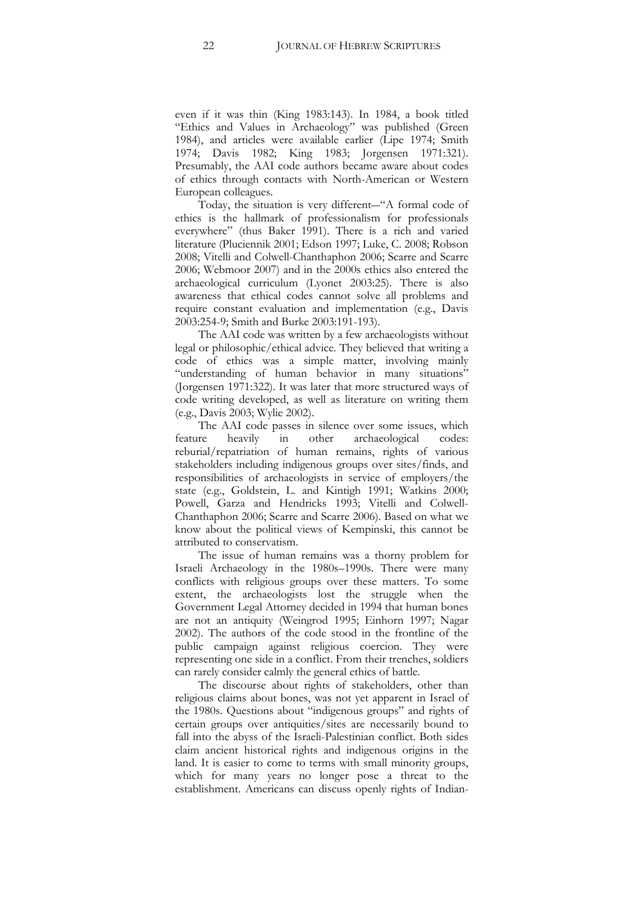even if it was thin (King 1983:143). In 1984, a book titled "Ethics and Values in Archaeology" was published (Green 1984), and articles were available earlier (Lipe 1974; Smith 1974; Davis 1982; King 1983; Jorgensen 1971:321). Presumably, the AAI code authors became aware about codes of ethics through contacts with North-American or Western European colleagues.

Today, the situation is very different—"A formal code of ethics is the hallmark of professionalism for professionals everywhere" (thus Baker 1991). There is a rich and varied literature (Pluciennik 2001; Edson 1997; Luke, C. 2008; Robson 2008; Vitelli and Colwell-Chanthaphon 2006; Scarre and Scarre 2006; Webmoor 2007) and in the 2000s ethics also entered the archaeological curriculum (Lyonet 2003:25). There is also awareness that ethical codes cannot solve all problems and require constant evaluation and implementation (e.g., Davis 2003:254-9; Smith and Burke 2003:191-193).

The AAI code was written by a few archaeologists without legal or philosophic/ethical advice. They believed that writing a code of ethics was a simple matter, involving mainly "understanding of human behavior in many situations" (Jorgensen 1971:322). It was later that more structured ways of code writing developed, as well as literature on writing them (e.g., Davis 2003; Wylie 2002).

The AAI code passes in silence over some issues, which feature heavily in other archaeological codes: reburial/repatriation of human remains, rights of various stakeholders including indigenous groups over sites/finds, and responsibilities of archaeologists in service of employers/the state (e.g., Goldstein, L. and Kintigh 1991; Watkins 2000; Powell, Garza and Hendricks 1993; Vitelli and Colwell-Chanthaphon 2006; Scarre and Scarre 2006). Based on what we know about the political views of Kempinski, this cannot be attributed to conservatism.

The issue of human remains was a thorny problem for Israeli Archaeology in the 1980s–1990s. There were many conflicts with religious groups over these matters. To some extent, the archaeologists lost the struggle when the Government Legal Attorney decided in 1994 that human bones are not an antiquity (Weingrod 1995; Einhorn 1997; Nagar 2002). The authors of the code stood in the frontline of the public campaign against religious coercion. They were representing one side in a conflict. From their trenches, soldiers can rarely consider calmly the general ethics of battle.

The discourse about rights of stakeholders, other than religious claims about bones, was not yet apparent in Israel of the 1980s. Questions about "indigenous groups" and rights of certain groups over antiquities/sites are necessarily bound to fall into the abyss of the Israeli-Palestinian conflict. Both sides claim ancient historical rights and indigenous origins in the land. It is easier to come to terms with small minority groups, which for many years no longer pose a threat to the establishment. Americans can discuss openly rights of Indian-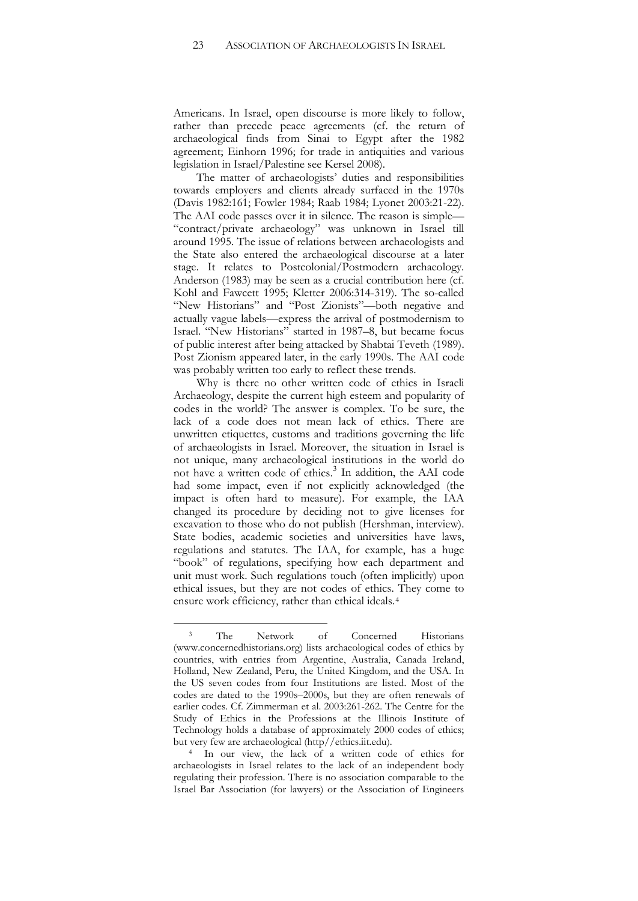Americans. In Israel, open discourse is more likely to follow, rather than precede peace agreements (cf. the return of archaeological finds from Sinai to Egypt after the 1982 agreement; Einhorn 1996; for trade in antiquities and various legislation in Israel/Palestine see Kersel 2008).

The matter of archaeologists' duties and responsibilities towards employers and clients already surfaced in the 1970s (Davis 1982:161; Fowler 1984; Raab 1984; Lyonet 2003:21-22). The AAI code passes over it in silence. The reason is simple—"contract/private archaeology" was unknown in Israel till around 1995. The issue of relations between archaeologists and the State also entered the archaeological discourse at a later stage. It relates to Postcolonial/Postmodern archaeology. Anderson (1983) may be seen as a crucial contribution here (cf. Kohl and Fawcett 1995; Kletter 2006:314-319). The so-called "New Historians" and "Post Zionists"—both negative and actually vague labels—express the arrival of postmodernism to Israel. "New Historians" started in 1987–8, but became focus of public interest after being attacked by Shabtai Teveth (1989). Post Zionism appeared later, in the early 1990s. The AAI code was probably written too early to reflect these trends.

Why is there no other written code of ethics in Israeli Archaeology, despite the current high esteem and popularity of codes in the world? The answer is complex. To be sure, the lack of a code does not mean lack of ethics. There are unwritten etiquettes, customs and traditions governing the life of archaeologists in Israel. Moreover, the situation in Israel is not unique, many archaeological institutions in the world do not have a written code of ethics.[3] In addition, the AAI code had some impact, even if not explicitly acknowledged (the impact is often hard to measure). For example, the IAA changed its procedure by deciding not to give licenses for excavation to those who do not publish (Hershman, interview). State bodies, academic societies and universities have laws, regulations and statutes. The IAA, for example, has a huge "book" of regulations, specifying how each department and unit must work. Such regulations touch (often implicitly) upon ethical issues, but they are not codes of ethics. They come to ensure work efficiency, rather than ethical ideals.[4]

---

[3] The Network of Concerned Historians (www.concernedhistorians.org) lists archaeological codes of ethics by countries, with entries from Argentine, Australia, Canada Ireland, Holland, New Zealand, Peru, the United Kingdom, and the USA. In the US seven codes from four Institutions are listed. Most of the codes are dated to the 1990s–2000s, but they are often renewals of earlier codes. Cf. Zimmerman et al. 2003:261-262. The Centre for the Study of Ethics in the Professions at the Illinois Institute of Technology holds a database of approximately 2000 codes of ethics; but very few are archaeological (http//ethics.iit.edu).

[4] In our view, the lack of a written code of ethics for archaeologists in Israel relates to the lack of an independent body regulating their profession. There is no association comparable to the Israel Bar Association (for lawyers) or the Association of Engineers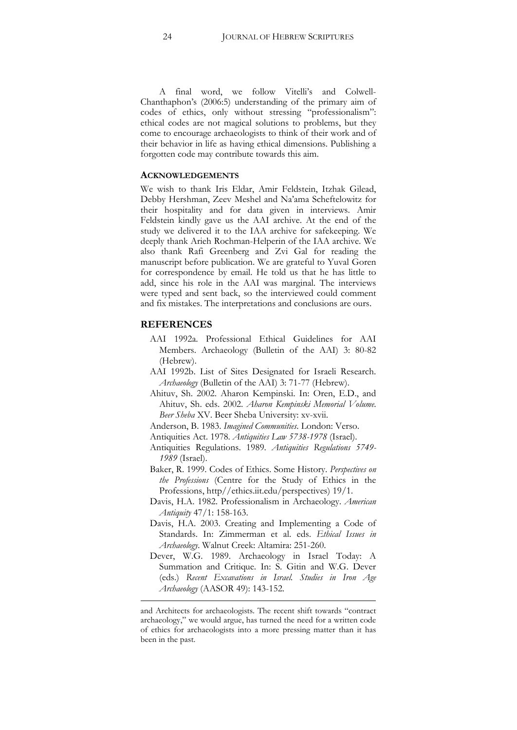A final word, we follow Vitelli's and Colwell-Chanthaphon's (2006:5) understanding of the primary aim of codes of ethics, only without stressing "professionalism": ethical codes are not magical solutions to problems, but they come to encourage archaeologists to think of their work and of their behavior in life as having ethical dimensions. Publishing a forgotten code may contribute towards this aim.

#### ACKNOWLEDGEMENTS

We wish to thank Iris Eldar, Amir Feldstein, Itzhak Gilead, Debby Hershman, Zeev Meshel and Na'ama Scheftelowitz for their hospitality and for data given in interviews. Amir Feldstein kindly gave us the AAI archive. At the end of the study we delivered it to the IAA archive for safekeeping. We deeply thank Arieh Rochman-Helperin of the IAA archive. We also thank Rafi Greenberg and Zvi Gal for reading the manuscript before publication. We are grateful to Yuval Goren for correspondence by email. He told us that he has little to add, since his role in the AAI was marginal. The interviews were typed and sent back, so the interviewed could comment and fix mistakes. The interpretations and conclusions are ours.

## REFERENCES

- AAI 1992a. Professional Ethical Guidelines for AAI Members. Archaeology (Bulletin of the AAI) 3: 80-82 (Hebrew).
- AAI 1992b. List of Sites Designated for Israeli Research. *Archaeology* (Bulletin of the AAI) 3: 71-77 (Hebrew).
- Ahituv, Sh. 2002. Aharon Kempinski. In: Oren, E.D., and Ahituv, Sh. eds. 2002. *Aharon Kempinski Memorial Volume. Beer Sheba* XV. Beer Sheba University: xv-xvii.
- Anderson, B. 1983. *Imagined Communities*. London: Verso.
- Antiquities Act. 1978. *Antiquities Law 5738-1978* (Israel).
- Antiquities Regulations. 1989. *Antiquities Regulations 5749-1989* (Israel).
- Baker, R. 1999. Codes of Ethics. Some History. *Perspectives on the Professions* (Centre for the Study of Ethics in the Professions, http//ethics.iit.edu/perspectives) 19/1.
- Davis, H.A. 1982. Professionalism in Archaeology. *American Antiquity* 47/1: 158-163.
- Davis, H.A. 2003. Creating and Implementing a Code of Standards. In: Zimmerman et al. eds. *Ethical Issues in Archaeology*. Walnut Creek: Altamira: 251-260.
- Dever, W.G. 1989. Archaeology in Israel Today: A Summation and Critique. In: S. Gitin and W.G. Dever (eds.) *Recent Excavations in Israel. Studies in Iron Age Archaeology* (AASOR 49): 143-152.

---

and Architects for archaeologists. The recent shift towards "contract archaeology," we would argue, has turned the need for a written code of ethics for archaeologists into a more pressing matter than it has been in the past.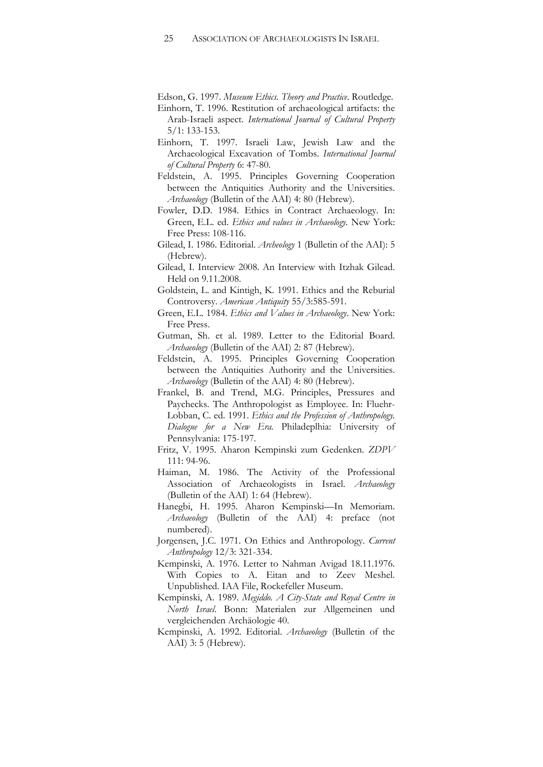Edson, G. 1997. *Museum Ethics. Theory and Practice*. Routledge.

Einhorn, T. 1996. Restitution of archaeological artifacts: the Arab-Israeli aspect. *International Journal of Cultural Property* 5/1: 133-153.

Einhorn, T. 1997. Israeli Law, Jewish Law and the Archaeological Excavation of Tombs. *International Journal of Cultural Property* 6: 47-80.

Feldstein, A. 1995. Principles Governing Cooperation between the Antiquities Authority and the Universities. *Archaeology* (Bulletin of the AAI) 4: 80 (Hebrew).

Fowler, D.D. 1984. Ethics in Contract Archaeology. In: Green, E.L. ed. *Ethics and values in Archaeology*. New York: Free Press: 108-116.

Gilead, I. 1986. Editorial. *Archeology* 1 (Bulletin of the AAI): 5 (Hebrew).

Gilead, I. Interview 2008. An Interview with Itzhak Gilead. Held on 9.11.2008.

Goldstein, L. and Kintigh, K. 1991. Ethics and the Reburial Controversy. *American Antiquity* 55/3:585-591.

Green, E.L. 1984. *Ethics and Values in Archaeology*. New York: Free Press.

Gutman, Sh. et al. 1989. Letter to the Editorial Board. *Archaeology* (Bulletin of the AAI) 2: 87 (Hebrew).

Feldstein, A. 1995. Principles Governing Cooperation between the Antiquities Authority and the Universities. *Archaeology* (Bulletin of the AAI) 4: 80 (Hebrew).

Frankel, B. and Trend, M.G. Principles, Pressures and Paychecks. The Anthropologist as Employee. In: Fluehr-Lobban, C. ed. 1991. *Ethics and the Profession of Anthropology. Dialogue for a New Era.* Philadeplhia: University of Pennsylvania: 175-197.

Fritz, V. 1995. Aharon Kempinski zum Gedenken. *ZDPV* 111: 94-96.

Haiman, M. 1986. The Activity of the Professional Association of Archaeologists in Israel. *Archaeology* (Bulletin of the AAI) 1: 64 (Hebrew).

Hanegbi, H. 1995. Aharon Kempinski—In Memoriam. *Archaeology* (Bulletin of the AAI) 4: preface (not numbered).

Jorgensen, J.C. 1971. On Ethics and Anthropology. *Current Anthropology* 12/3: 321-334.

Kempinski, A. 1976. Letter to Nahman Avigad 18.11.1976. With Copies to A. Eitan and to Zeev Meshel. Unpublished. IAA File, Rockefeller Museum.

Kempinski, A. 1989. *Megiddo. A City-State and Royal Centre in North Israel*. Bonn: Materialen zur Allgemeinen und vergleichenden Archäologie 40.

Kempinski, A. 1992. Editorial. *Archaeology* (Bulletin of the AAI) 3: 5 (Hebrew).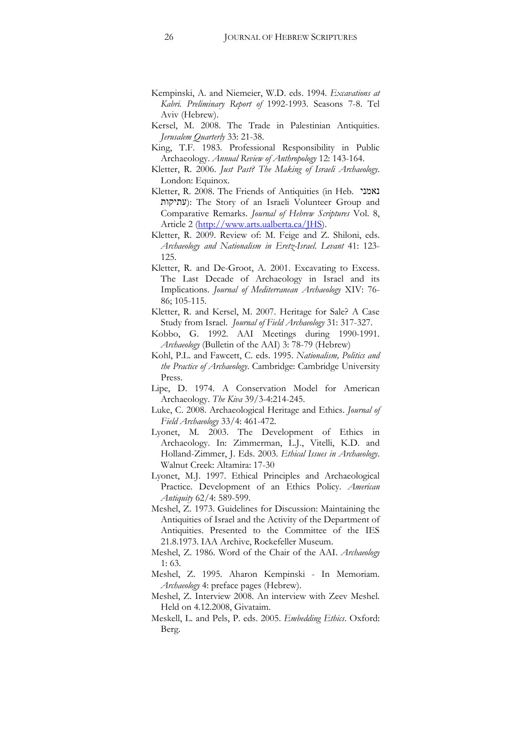Kempinski, A. and Niemeier, W.D. eds. 1994. *Excavations at Kabri. Preliminary Report of* 1992-1993. Seasons 7-8. Tel Aviv (Hebrew).

Kersel, M. 2008. The Trade in Palestinian Antiquities. *Jerusalem Quarterly* 33: 21-38.

King, T.F. 1983. Professional Responsibility in Public Archaeology. *Annual Review of Anthropology* 12: 143-164.

Kletter, R. 2006. *Just Past? The Making of Israeli Archaeology*. London: Equinox.

Kletter, R. 2008. The Friends of Antiquities (in Heb. נאמני עתיקות): The Story of an Israeli Volunteer Group and Comparative Remarks. *Journal of Hebrew Scriptures* Vol. 8, Article 2 (http://www.arts.ualberta.ca/JHS).

Kletter, R. 2009. Review of: M. Feige and Z. Shiloni, eds. *Archaeology and Nationalism in Eretz-Israel*. *Levant* 41: 123-125.

Kletter, R. and De-Groot, A. 2001. Excavating to Excess. The Last Decade of Archaeology in Israel and its Implications. *Journal of Mediterranean Archaeology* XIV: 76-86; 105-115.

Kletter, R. and Kersel, M. 2007. Heritage for Sale? A Case Study from Israel. *Journal of Field Archaeology* 31: 317-327.

Kobbo, G. 1992. AAI Meetings during 1990-1991. *Archaeology* (Bulletin of the AAI) 3: 78-79 (Hebrew)

Kohl, P.L. and Fawcett, C. eds. 1995. *Nationalism, Politics and the Practice of Archaeology*. Cambridge: Cambridge University Press.

Lipe, D. 1974. A Conservation Model for American Archaeology. *The Kiva* 39/3-4:214-245.

Luke, C. 2008. Archaeological Heritage and Ethics. *Journal of Field Archaeology* 33/4: 461-472.

Lyonet, M. 2003. The Development of Ethics in Archaeology. In: Zimmerman, L.J., Vitelli, K.D. and Holland-Zimmer, J. Eds. 2003. *Ethical Issues in Archaeology*. Walnut Creek: Altamira: 17-30

Lyonet, M.J. 1997. Ethical Principles and Archaeological Practice. Development of an Ethics Policy. *American Antiquity* 62/4: 589-599.

Meshel, Z. 1973. Guidelines for Discussion: Maintaining the Antiquities of Israel and the Activity of the Department of Antiquities. Presented to the Committee of the IES 21.8.1973. IAA Archive, Rockefeller Museum.

Meshel, Z. 1986. Word of the Chair of the AAI. *Archaeology* 1: 63.

Meshel, Z. 1995. Aharon Kempinski - In Memoriam. *Archaeology* 4: preface pages (Hebrew).

Meshel, Z. Interview 2008. An interview with Zeev Meshel. Held on 4.12.2008, Givataim.

Meskell, L. and Pels, P. eds. 2005. *Embedding Ethics*. Oxford: Berg.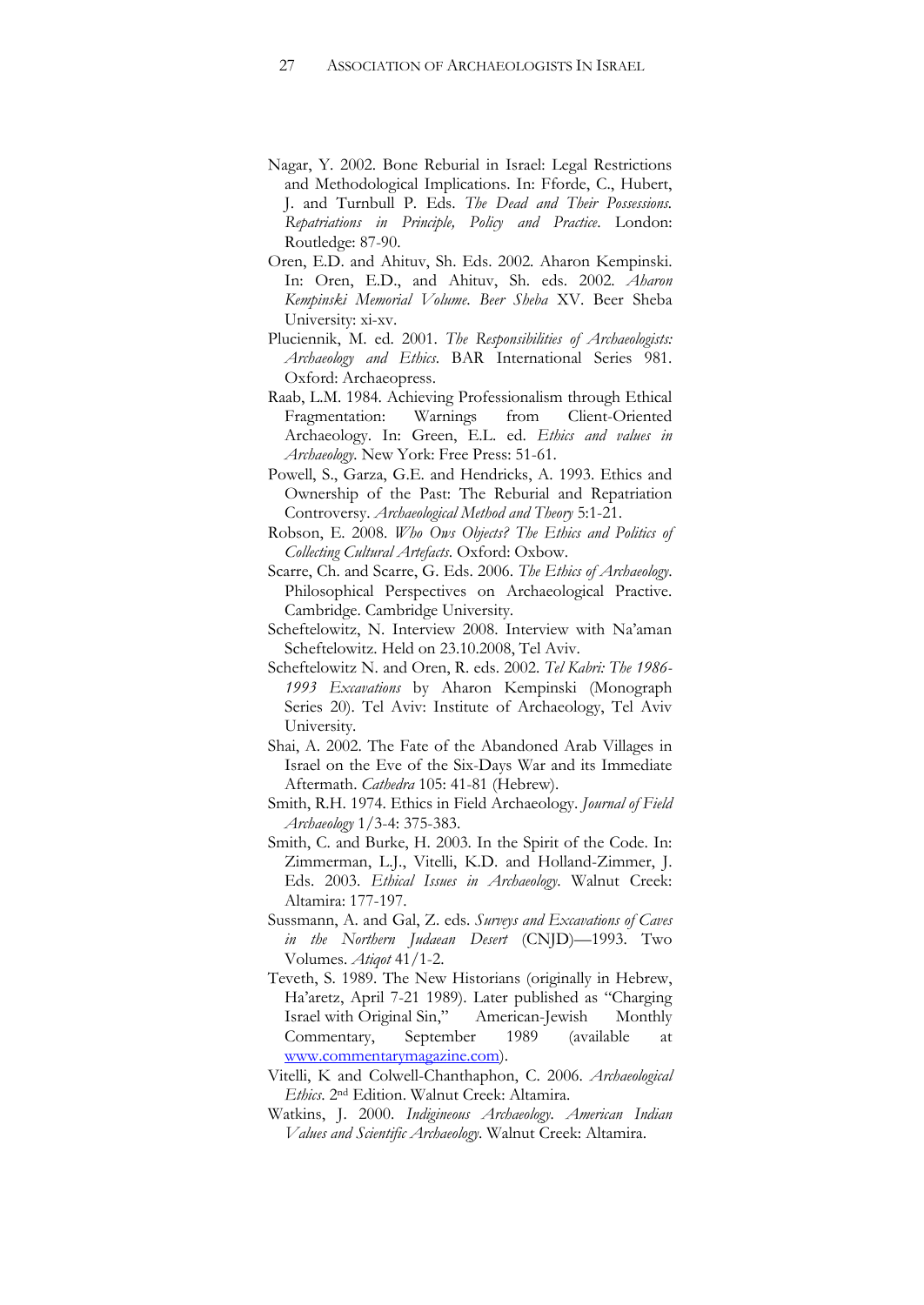Nagar, Y. 2002. Bone Reburial in Israel: Legal Restrictions and Methodological Implications. In: Fforde, C., Hubert, J. and Turnbull P. Eds. *The Dead and Their Possessions. Repatriations in Principle, Policy and Practice*. London: Routledge: 87-90.

Oren, E.D. and Ahituv, Sh. Eds. 2002. Aharon Kempinski. In: Oren, E.D., and Ahituv, Sh. eds. 2002. *Aharon Kempinski Memorial Volume. Beer Sheba* XV. Beer Sheba University: xi-xv.

Pluciennik, M. ed. 2001. *The Responsibilities of Archaeologists: Archaeology and Ethics*. BAR International Series 981. Oxford: Archaeopress.

Raab, L.M. 1984. Achieving Professionalism through Ethical Fragmentation: Warnings from Client-Oriented Archaeology. In: Green, E.L. ed. *Ethics and values in Archaeology*. New York: Free Press: 51-61.

Powell, S., Garza, G.E. and Hendricks, A. 1993. Ethics and Ownership of the Past: The Reburial and Repatriation Controversy. *Archaeological Method and Theory* 5:1-21.

Robson, E. 2008. *Who Ows Objects? The Ethics and Politics of Collecting Cultural Artefacts*. Oxford: Oxbow.

Scarre, Ch. and Scarre, G. Eds. 2006. *The Ethics of Archaeology*. Philosophical Perspectives on Archaeological Practive. Cambridge. Cambridge University.

Scheftelowitz, N. Interview 2008. Interview with Na'aman Scheftelowitz. Held on 23.10.2008, Tel Aviv.

Scheftelowitz N. and Oren, R. eds. 2002. *Tel Kabri: The 1986-1993 Excavations* by Aharon Kempinski (Monograph Series 20). Tel Aviv: Institute of Archaeology, Tel Aviv University.

Shai, A. 2002. The Fate of the Abandoned Arab Villages in Israel on the Eve of the Six-Days War and its Immediate Aftermath. *Cathedra* 105: 41-81 (Hebrew).

Smith, R.H. 1974. Ethics in Field Archaeology. *Journal of Field Archaeology* 1/3-4: 375-383.

Smith, C. and Burke, H. 2003. In the Spirit of the Code. In: Zimmerman, L.J., Vitelli, K.D. and Holland-Zimmer, J. Eds. 2003. *Ethical Issues in Archaeology*. Walnut Creek: Altamira: 177-197.

Sussmann, A. and Gal, Z. eds. *Surveys and Excavations of Caves in the Northern Judaean Desert* (CNJD)—1993. Two Volumes. *Atiqot* 41/1-2.

Teveth, S. 1989. The New Historians (originally in Hebrew, Ha'aretz, April 7-21 1989). Later published as "Charging Israel with Original Sin," American-Jewish Monthly Commentary, September 1989 (available at www.commentarymagazine.com).

Vitelli, K and Colwell-Chanthaphon, C. 2006. *Archaeological Ethics*. 2nd Edition. Walnut Creek: Altamira.

Watkins, J. 2000. *Indigineous Archaeology. American Indian Values and Scientific Archaeology*. Walnut Creek: Altamira.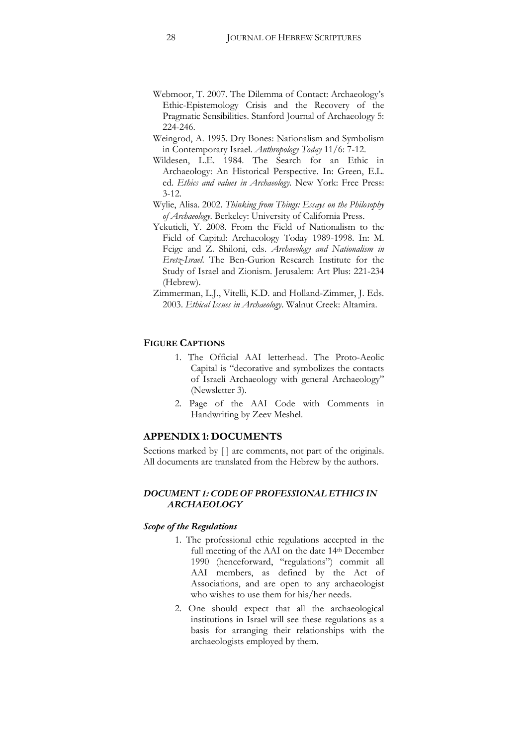Webmoor, T. 2007. The Dilemma of Contact: Archaeology's Ethic-Epistemology Crisis and the Recovery of the Pragmatic Sensibilities. Stanford Journal of Archaeology 5: 224-246.

Weingrod, A. 1995. Dry Bones: Nationalism and Symbolism in Contemporary Israel. *Anthropology Today* 11/6: 7-12.

Wildesen, L.E. 1984. The Search for an Ethic in Archaeology: An Historical Perspective. In: Green, E.L. ed. *Ethics and values in Archaeology*. New York: Free Press: 3-12.

Wylie, Alisa. 2002. *Thinking from Things: Essays on the Philosophy of Archaeology*. Berkeley: University of California Press.

Yekutieli, Y. 2008. From the Field of Nationalism to the Field of Capital: Archaeology Today 1989-1998. In: M. Feige and Z. Shiloni, eds. *Archaeology and Nationalism in Eretz-Israel*. The Ben-Gurion Research Institute for the Study of Israel and Zionism. Jerusalem: Art Plus: 221-234 (Hebrew).

Zimmerman, L.J., Vitelli, K.D. and Holland-Zimmer, J. Eds. 2003. *Ethical Issues in Archaeology*. Walnut Creek: Altamira.

### FIGURE CAPTIONS

1. The Official AAI letterhead. The Proto-Aeolic Capital is "decorative and symbolizes the contacts of Israeli Archaeology with general Archaeology" (Newsletter 3).
2. Page of the AAI Code with Comments in Handwriting by Zeev Meshel.

## APPENDIX 1: DOCUMENTS

Sections marked by [ ] are comments, not part of the originals. All documents are translated from the Hebrew by the authors.

### *DOCUMENT 1: CODE OF PROFESSIONAL ETHICS IN ARCHAEOLOGY*

#### *Scope of the Regulations*

1. The professional ethic regulations accepted in the full meeting of the AAI on the date 14th December 1990 (henceforward, "regulations") commit all AAI members, as defined by the Act of Associations, and are open to any archaeologist who wishes to use them for his/her needs.
2. One should expect that all the archaeological institutions in Israel will see these regulations as a basis for arranging their relationships with the archaeologists employed by them.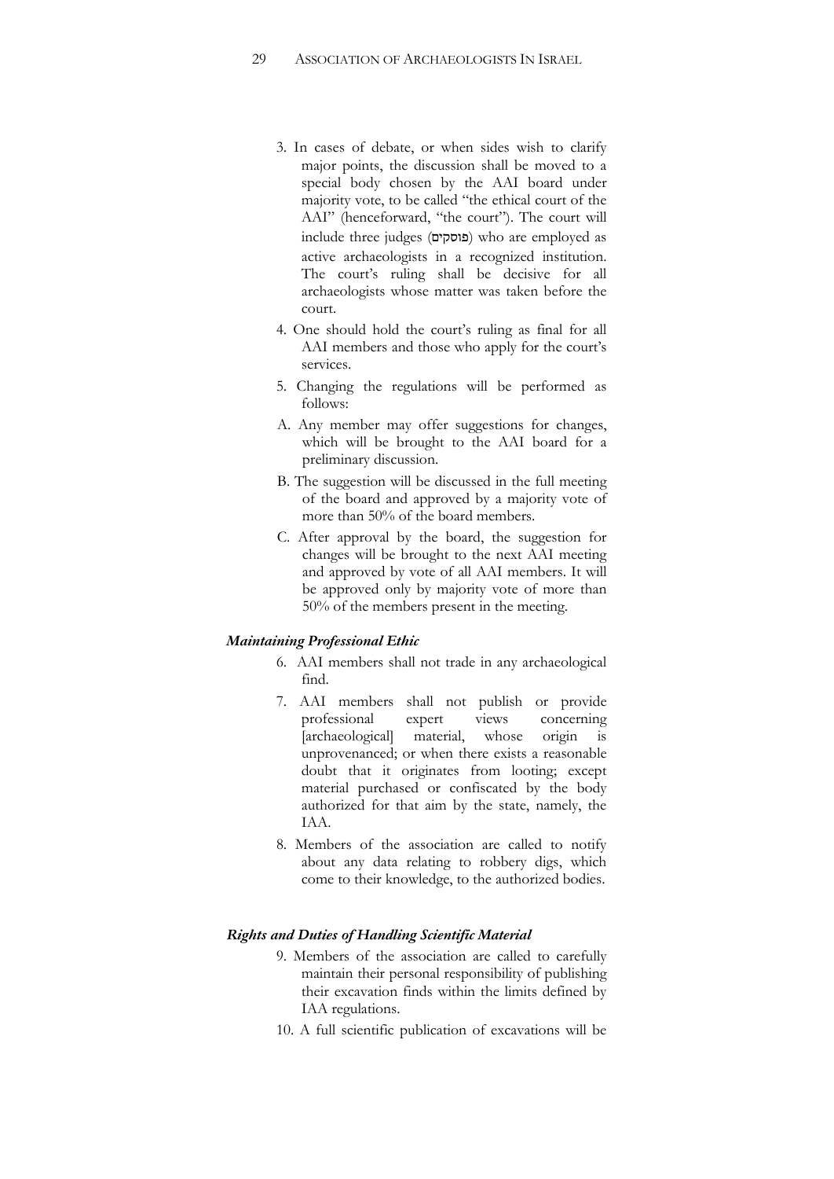3. In cases of debate, or when sides wish to clarify major points, the discussion shall be moved to a special body chosen by the AAI board under majority vote, to be called "the ethical court of the AAI" (henceforward, "the court"). The court will include three judges (פוסקים) who are employed as active archaeologists in a recognized institution. The court's ruling shall be decisive for all archaeologists whose matter was taken before the court.

4. One should hold the court's ruling as final for all AAI members and those who apply for the court's services.

5. Changing the regulations will be performed as follows:

A. Any member may offer suggestions for changes, which will be brought to the AAI board for a preliminary discussion.

B. The suggestion will be discussed in the full meeting of the board and approved by a majority vote of more than 50% of the board members.

C. After approval by the board, the suggestion for changes will be brought to the next AAI meeting and approved by vote of all AAI members. It will be approved only by majority vote of more than 50% of the members present in the meeting.

### *Maintaining Professional Ethic*

6. AAI members shall not trade in any archaeological find.

7. AAI members shall not publish or provide professional expert views concerning [archaeological] material, whose origin is unprovenanced; or when there exists a reasonable doubt that it originates from looting; except material purchased or confiscated by the body authorized for that aim by the state, namely, the IAA.

8. Members of the association are called to notify about any data relating to robbery digs, which come to their knowledge, to the authorized bodies.

### *Rights and Duties of Handling Scientific Material*

9. Members of the association are called to carefully maintain their personal responsibility of publishing their excavation finds within the limits defined by IAA regulations.

10. A full scientific publication of excavations will be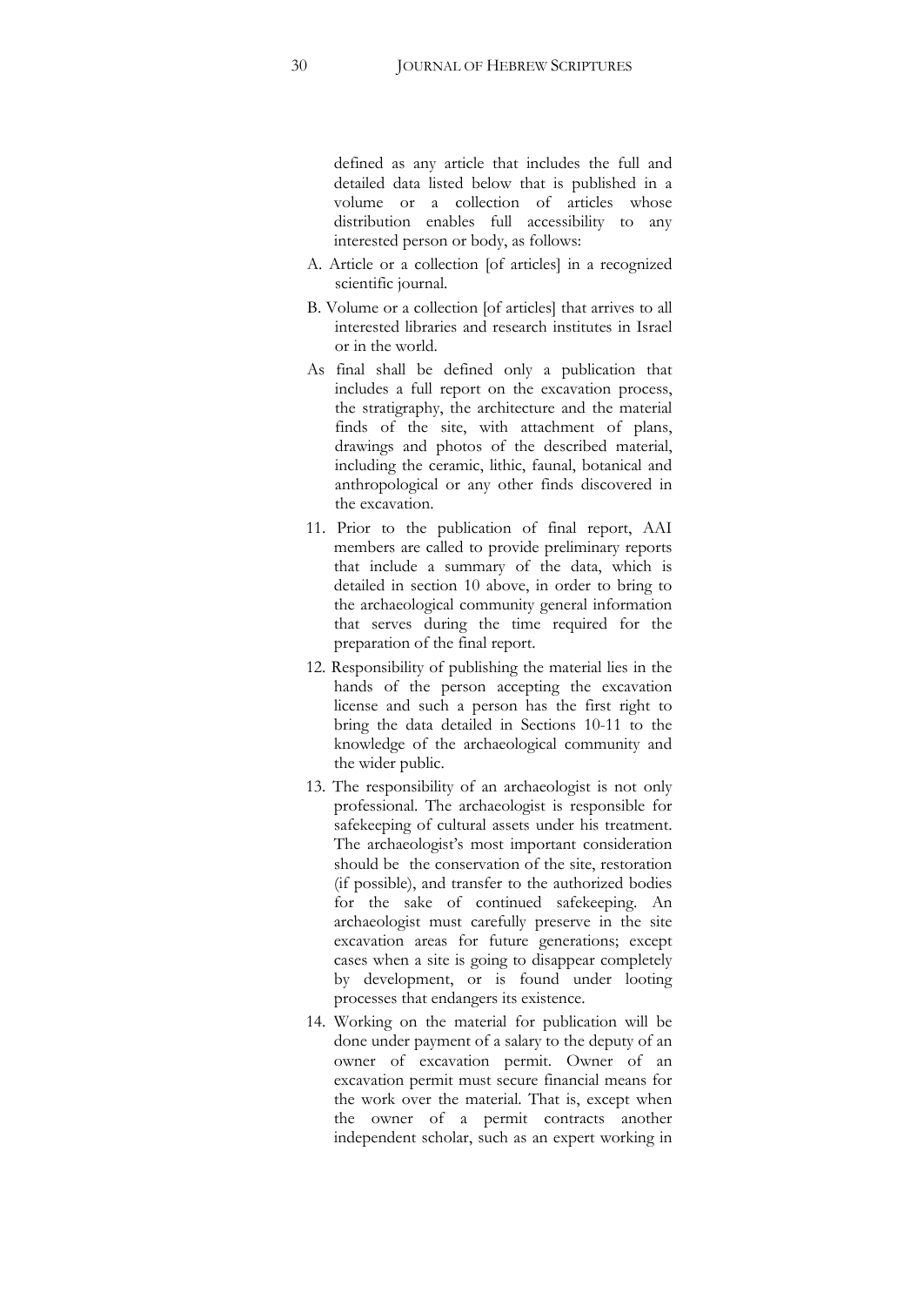defined as any article that includes the full and detailed data listed below that is published in a volume or a collection of articles whose distribution enables full accessibility to any interested person or body, as follows:

A. Article or a collection [of articles] in a recognized scientific journal.

B. Volume or a collection [of articles] that arrives to all interested libraries and research institutes in Israel or in the world.

As final shall be defined only a publication that includes a full report on the excavation process, the stratigraphy, the architecture and the material finds of the site, with attachment of plans, drawings and photos of the described material, including the ceramic, lithic, faunal, botanical and anthropological or any other finds discovered in the excavation.

11. Prior to the publication of final report, AAI members are called to provide preliminary reports that include a summary of the data, which is detailed in section 10 above, in order to bring to the archaeological community general information that serves during the time required for the preparation of the final report.

12. Responsibility of publishing the material lies in the hands of the person accepting the excavation license and such a person has the first right to bring the data detailed in Sections 10-11 to the knowledge of the archaeological community and the wider public.

13. The responsibility of an archaeologist is not only professional. The archaeologist is responsible for safekeeping of cultural assets under his treatment. The archaeologist's most important consideration should be the conservation of the site, restoration (if possible), and transfer to the authorized bodies for the sake of continued safekeeping. An archaeologist must carefully preserve in the site excavation areas for future generations; except cases when a site is going to disappear completely by development, or is found under looting processes that endangers its existence.

14. Working on the material for publication will be done under payment of a salary to the deputy of an owner of excavation permit. Owner of an excavation permit must secure financial means for the work over the material. That is, except when the owner of a permit contracts another independent scholar, such as an expert working in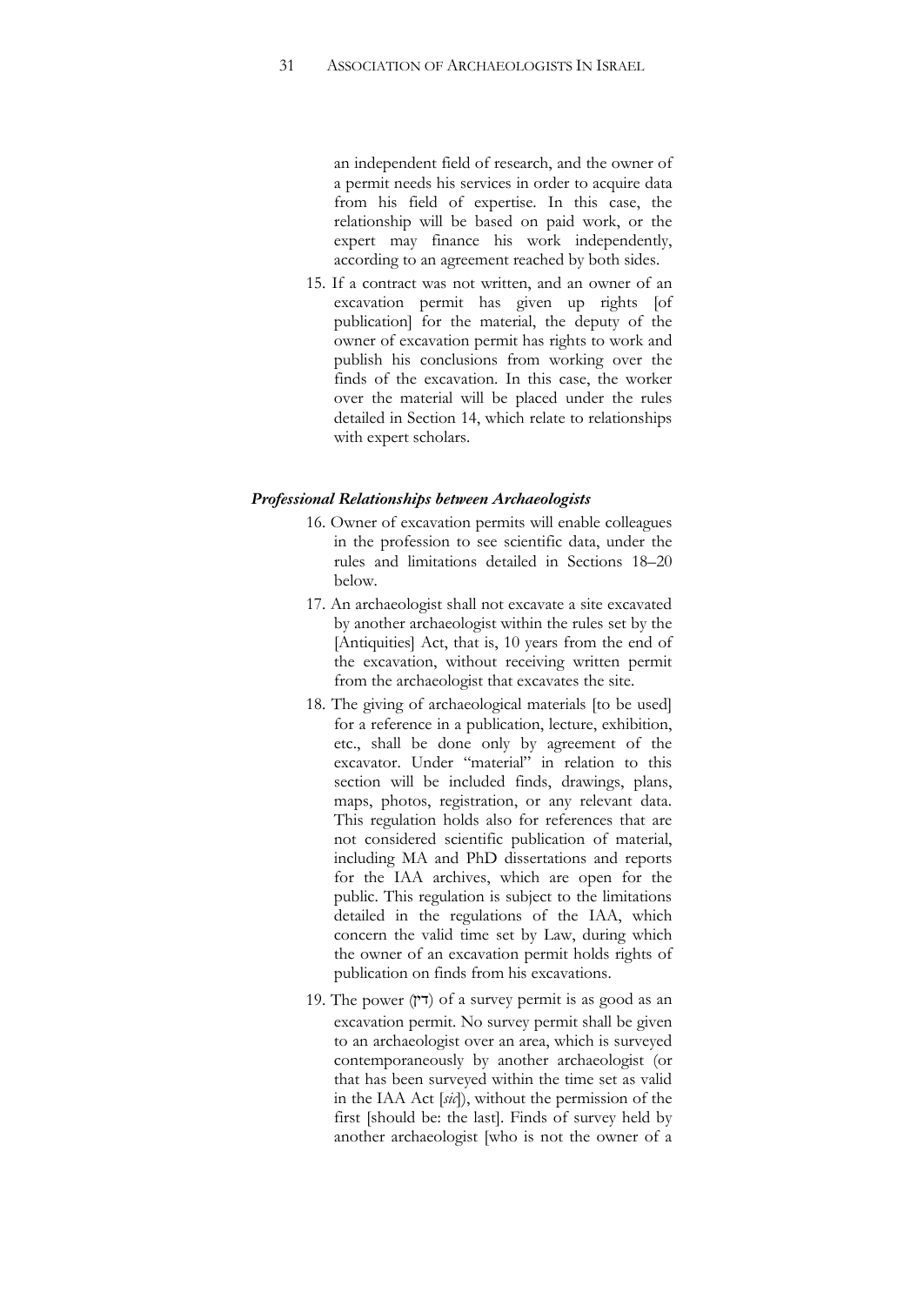an independent field of research, and the owner of a permit needs his services in order to acquire data from his field of expertise. In this case, the relationship will be based on paid work, or the expert may finance his work independently, according to an agreement reached by both sides.

15. If a contract was not written, and an owner of an excavation permit has given up rights [of publication] for the material, the deputy of the owner of excavation permit has rights to work and publish his conclusions from working over the finds of the excavation. In this case, the worker over the material will be placed under the rules detailed in Section 14, which relate to relationships with expert scholars.

### *Professional Relationships between Archaeologists*

16. Owner of excavation permits will enable colleagues in the profession to see scientific data, under the rules and limitations detailed in Sections 18–20 below.
17. An archaeologist shall not excavate a site excavated by another archaeologist within the rules set by the [Antiquities] Act, that is, 10 years from the end of the excavation, without receiving written permit from the archaeologist that excavates the site.
18. The giving of archaeological materials [to be used] for a reference in a publication, lecture, exhibition, etc., shall be done only by agreement of the excavator. Under "material" in relation to this section will be included finds, drawings, plans, maps, photos, registration, or any relevant data. This regulation holds also for references that are not considered scientific publication of material, including MA and PhD dissertations and reports for the IAA archives, which are open for the public. This regulation is subject to the limitations detailed in the regulations of the IAA, which concern the valid time set by Law, during which the owner of an excavation permit holds rights of publication on finds from his excavations.
19. The power (דין) of a survey permit is as good as an excavation permit. No survey permit shall be given to an archaeologist over an area, which is surveyed contemporaneously by another archaeologist (or that has been surveyed within the time set as valid in the IAA Act [*sic*]), without the permission of the first [should be: the last]. Finds of survey held by another archaeologist [who is not the owner of a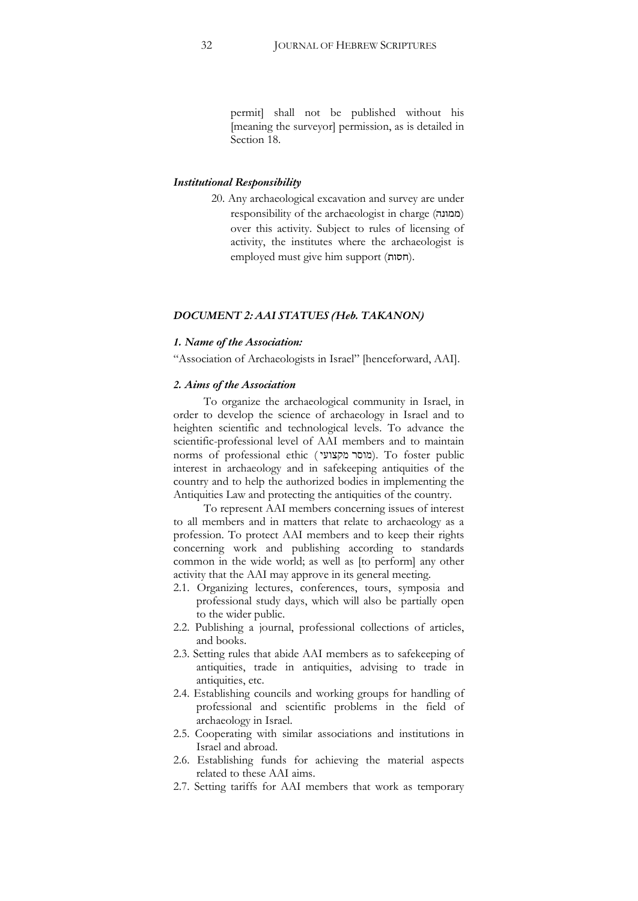permit] shall not be published without his [meaning the surveyor] permission, as is detailed in Section 18.

### *Institutional Responsibility*

20. Any archaeological excavation and survey are under responsibility of the archaeologist in charge (ממונה) over this activity. Subject to rules of licensing of activity, the institutes where the archaeologist is employed must give him support (חסות).

## *DOCUMENT 2: AAI STATUES (Heb. TAKANON)*

### *1. Name of the Association:*

"Association of Archaeologists in Israel" [henceforward, AAI].

### *2. Aims of the Association*

To organize the archaeological community in Israel, in order to develop the science of archaeology in Israel and to heighten scientific and technological levels. To advance the scientific-professional level of AAI members and to maintain norms of professional ethic (מוסר מקצועי). To foster public interest in archaeology and in safekeeping antiquities of the country and to help the authorized bodies in implementing the Antiquities Law and protecting the antiquities of the country.

To represent AAI members concerning issues of interest to all members and in matters that relate to archaeology as a profession. To protect AAI members and to keep their rights concerning work and publishing according to standards common in the wide world; as well as [to perform] any other activity that the AAI may approve in its general meeting.

2.1. Organizing lectures, conferences, tours, symposia and professional study days, which will also be partially open to the wider public.

2.2. Publishing a journal, professional collections of articles, and books.

2.3. Setting rules that abide AAI members as to safekeeping of antiquities, trade in antiquities, advising to trade in antiquities, etc.

2.4. Establishing councils and working groups for handling of professional and scientific problems in the field of archaeology in Israel.

2.5. Cooperating with similar associations and institutions in Israel and abroad.

2.6. Establishing funds for achieving the material aspects related to these AAI aims.

2.7. Setting tariffs for AAI members that work as temporary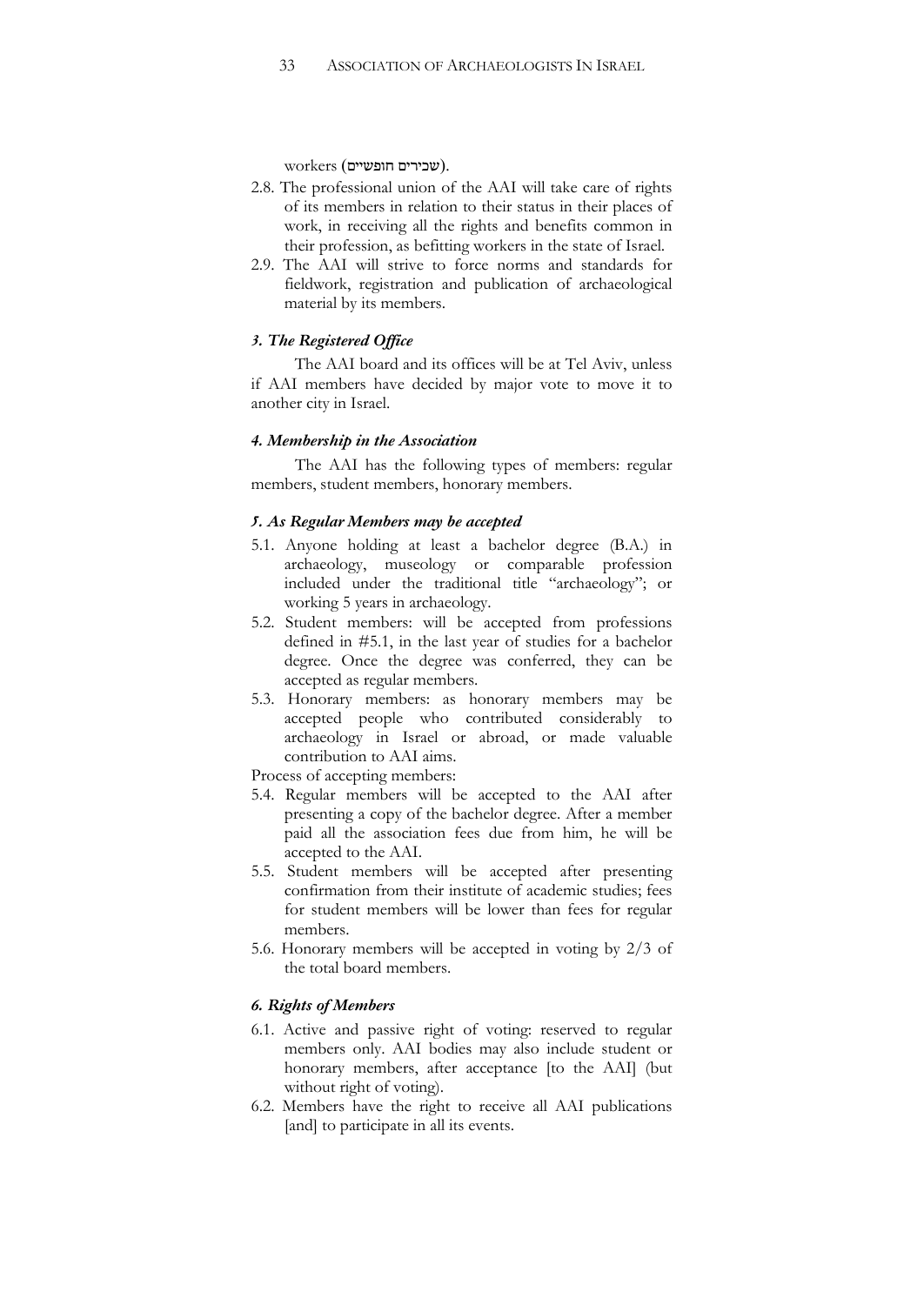workers (שכירים חופשיים).

2.8. The professional union of the AAI will take care of rights of its members in relation to their status in their places of work, in receiving all the rights and benefits common in their profession, as befitting workers in the state of Israel.
2.9. The AAI will strive to force norms and standards for fieldwork, registration and publication of archaeological material by its members.

### *3. The Registered Office*

The AAI board and its offices will be at Tel Aviv, unless if AAI members have decided by major vote to move it to another city in Israel.

### *4. Membership in the Association*

The AAI has the following types of members: regular members, student members, honorary members.

### *5. As Regular Members may be accepted*

5.1. Anyone holding at least a bachelor degree (B.A.) in archaeology, museology or comparable profession included under the traditional title "archaeology"; or working 5 years in archaeology.
5.2. Student members: will be accepted from professions defined in #5.1, in the last year of studies for a bachelor degree. Once the degree was conferred, they can be accepted as regular members.
5.3. Honorary members: as honorary members may be accepted people who contributed considerably to archaeology in Israel or abroad, or made valuable contribution to AAI aims.

Process of accepting members:

5.4. Regular members will be accepted to the AAI after presenting a copy of the bachelor degree. After a member paid all the association fees due from him, he will be accepted to the AAI.
5.5. Student members will be accepted after presenting confirmation from their institute of academic studies; fees for student members will be lower than fees for regular members.
5.6. Honorary members will be accepted in voting by 2/3 of the total board members.

### *6. Rights of Members*

6.1. Active and passive right of voting: reserved to regular members only. AAI bodies may also include student or honorary members, after acceptance [to the AAI] (but without right of voting).
6.2. Members have the right to receive all AAI publications [and] to participate in all its events.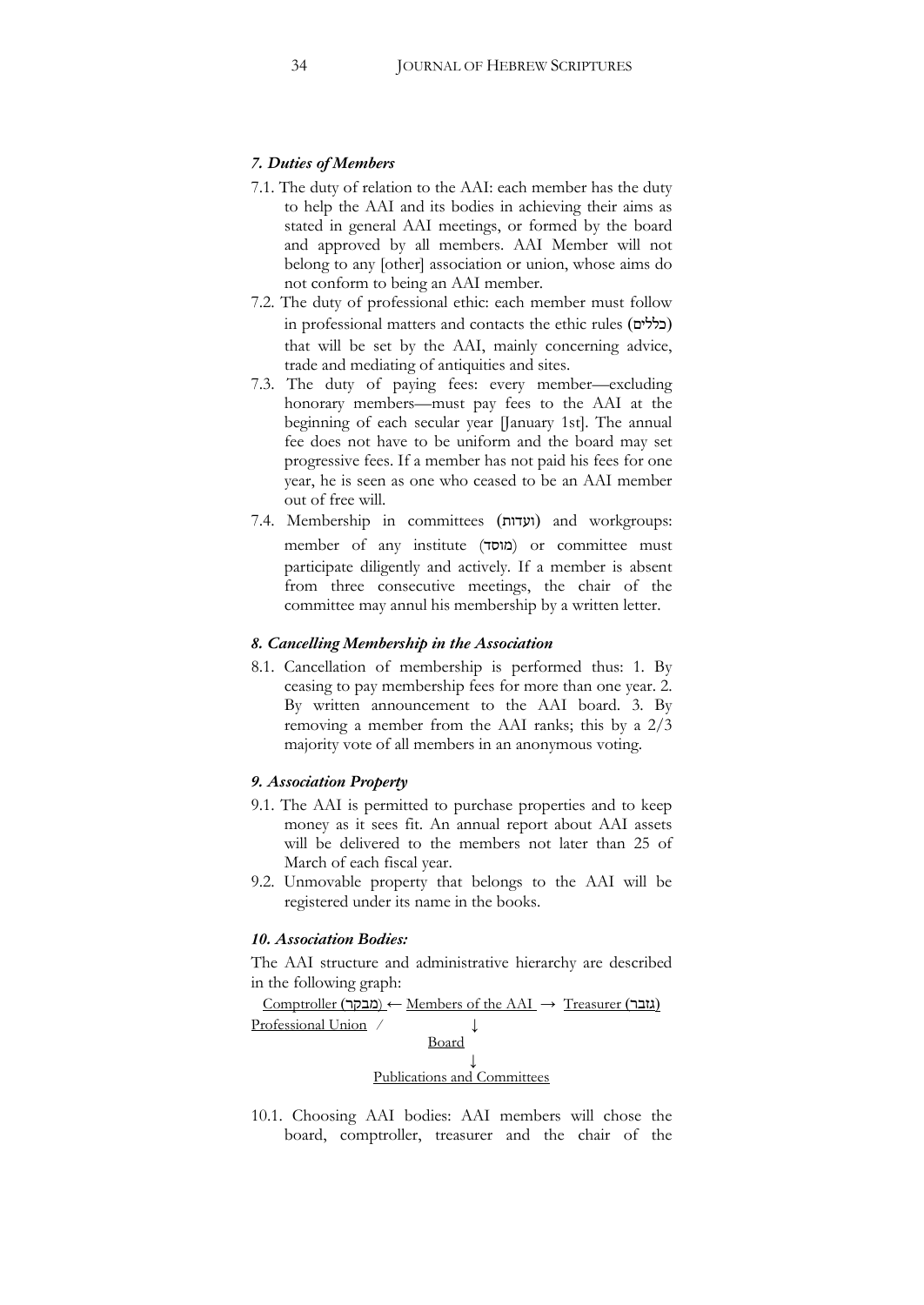### *7. Duties of Members*

7.1. The duty of relation to the AAI: each member has the duty to help the AAI and its bodies in achieving their aims as stated in general AAI meetings, or formed by the board and approved by all members. AAI Member will not belong to any [other] association or union, whose aims do not conform to being an AAI member.

7.2. The duty of professional ethic: each member must follow in professional matters and contacts the ethic rules (כללים) that will be set by the AAI, mainly concerning advice, trade and mediating of antiquities and sites.

7.3. The duty of paying fees: every member—excluding honorary members—must pay fees to the AAI at the beginning of each secular year [January 1st]. The annual fee does not have to be uniform and the board may set progressive fees. If a member has not paid his fees for one year, he is seen as one who ceased to be an AAI member out of free will.

7.4. Membership in committees (ועדות) and workgroups: member of any institute (מוסד) or committee must participate diligently and actively. If a member is absent from three consecutive meetings, the chair of the committee may annul his membership by a written letter.

### *8. Cancelling Membership in the Association*

8.1. Cancellation of membership is performed thus: 1. By ceasing to pay membership fees for more than one year. 2. By written announcement to the AAI board. 3. By removing a member from the AAI ranks; this by a 2/3 majority vote of all members in an anonymous voting.

### *9. Association Property*

9.1. The AAI is permitted to purchase properties and to keep money as it sees fit. An annual report about AAI assets will be delivered to the members not later than 25 of March of each fiscal year.

9.2. Unmovable property that belongs to the AAI will be registered under its name in the books.

### *10. Association Bodies:*

The AAI structure and administrative hierarchy are described in the following graph:

Comptroller (מבקר) ← Members of the AAI → Treasurer (גזבר)
Professional Union /     ↓
Board
↓
Publications and Committees

10.1. Choosing AAI bodies: AAI members will chose the board, comptroller, treasurer and the chair of the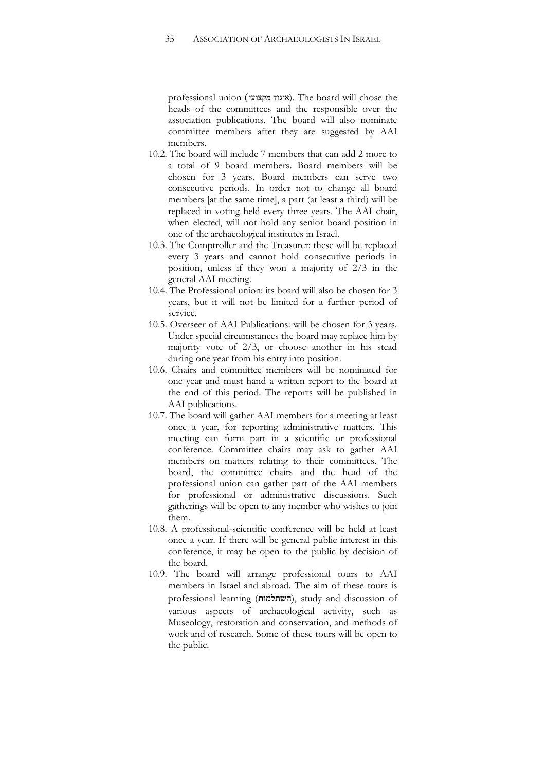professional union (איגוד מקצועי). The board will chose the heads of the committees and the responsible over the association publications. The board will also nominate committee members after they are suggested by AAI members.

10.2. The board will include 7 members that can add 2 more to a total of 9 board members. Board members will be chosen for 3 years. Board members can serve two consecutive periods. In order not to change all board members [at the same time], a part (at least a third) will be replaced in voting held every three years. The AAI chair, when elected, will not hold any senior board position in one of the archaeological institutes in Israel.

10.3. The Comptroller and the Treasurer: these will be replaced every 3 years and cannot hold consecutive periods in position, unless if they won a majority of 2/3 in the general AAI meeting.

10.4. The Professional union: its board will also be chosen for 3 years, but it will not be limited for a further period of service.

10.5. Overseer of AAI Publications: will be chosen for 3 years. Under special circumstances the board may replace him by majority vote of 2/3, or choose another in his stead during one year from his entry into position.

10.6. Chairs and committee members will be nominated for one year and must hand a written report to the board at the end of this period. The reports will be published in AAI publications.

10.7. The board will gather AAI members for a meeting at least once a year, for reporting administrative matters. This meeting can form part in a scientific or professional conference. Committee chairs may ask to gather AAI members on matters relating to their committees. The board, the committee chairs and the head of the professional union can gather part of the AAI members for professional or administrative discussions. Such gatherings will be open to any member who wishes to join them.

10.8. A professional-scientific conference will be held at least once a year. If there will be general public interest in this conference, it may be open to the public by decision of the board.

10.9. The board will arrange professional tours to AAI members in Israel and abroad. The aim of these tours is professional learning (השתלמות), study and discussion of various aspects of archaeological activity, such as Museology, restoration and conservation, and methods of work and of research. Some of these tours will be open to the public.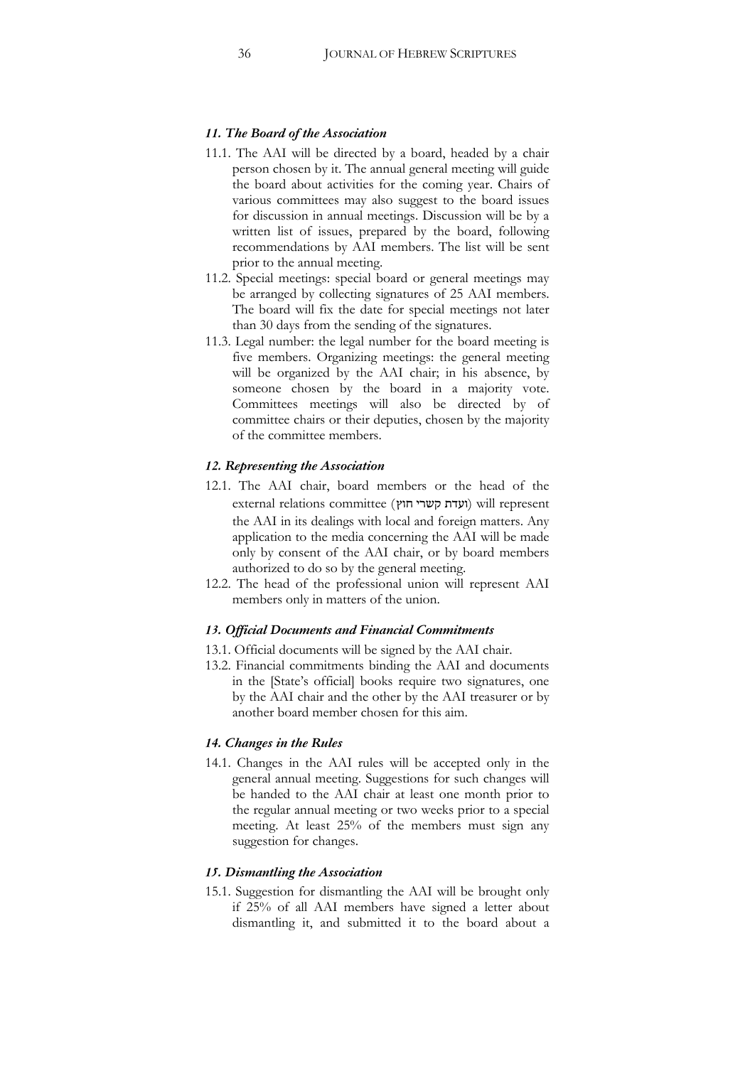#### *11. The Board of the Association*

11.1. The AAI will be directed by a board, headed by a chair person chosen by it. The annual general meeting will guide the board about activities for the coming year. Chairs of various committees may also suggest to the board issues for discussion in annual meetings. Discussion will be by a written list of issues, prepared by the board, following recommendations by AAI members. The list will be sent prior to the annual meeting.

11.2. Special meetings: special board or general meetings may be arranged by collecting signatures of 25 AAI members. The board will fix the date for special meetings not later than 30 days from the sending of the signatures.

11.3. Legal number: the legal number for the board meeting is five members. Organizing meetings: the general meeting will be organized by the AAI chair; in his absence, by someone chosen by the board in a majority vote. Committees meetings will also be directed by of committee chairs or their deputies, chosen by the majority of the committee members.

#### *12. Representing the Association*

12.1. The AAI chair, board members or the head of the external relations committee (ועדת קשרי חוץ) will represent the AAI in its dealings with local and foreign matters. Any application to the media concerning the AAI will be made only by consent of the AAI chair, or by board members authorized to do so by the general meeting.

12.2. The head of the professional union will represent AAI members only in matters of the union.

#### *13. Official Documents and Financial Commitments*

13.1. Official documents will be signed by the AAI chair.

13.2. Financial commitments binding the AAI and documents in the [State's official] books require two signatures, one by the AAI chair and the other by the AAI treasurer or by another board member chosen for this aim.

#### *14. Changes in the Rules*

14.1. Changes in the AAI rules will be accepted only in the general annual meeting. Suggestions for such changes will be handed to the AAI chair at least one month prior to the regular annual meeting or two weeks prior to a special meeting. At least 25% of the members must sign any suggestion for changes.

#### *15. Dismantling the Association*

15.1. Suggestion for dismantling the AAI will be brought only if 25% of all AAI members have signed a letter about dismantling it, and submitted it to the board about a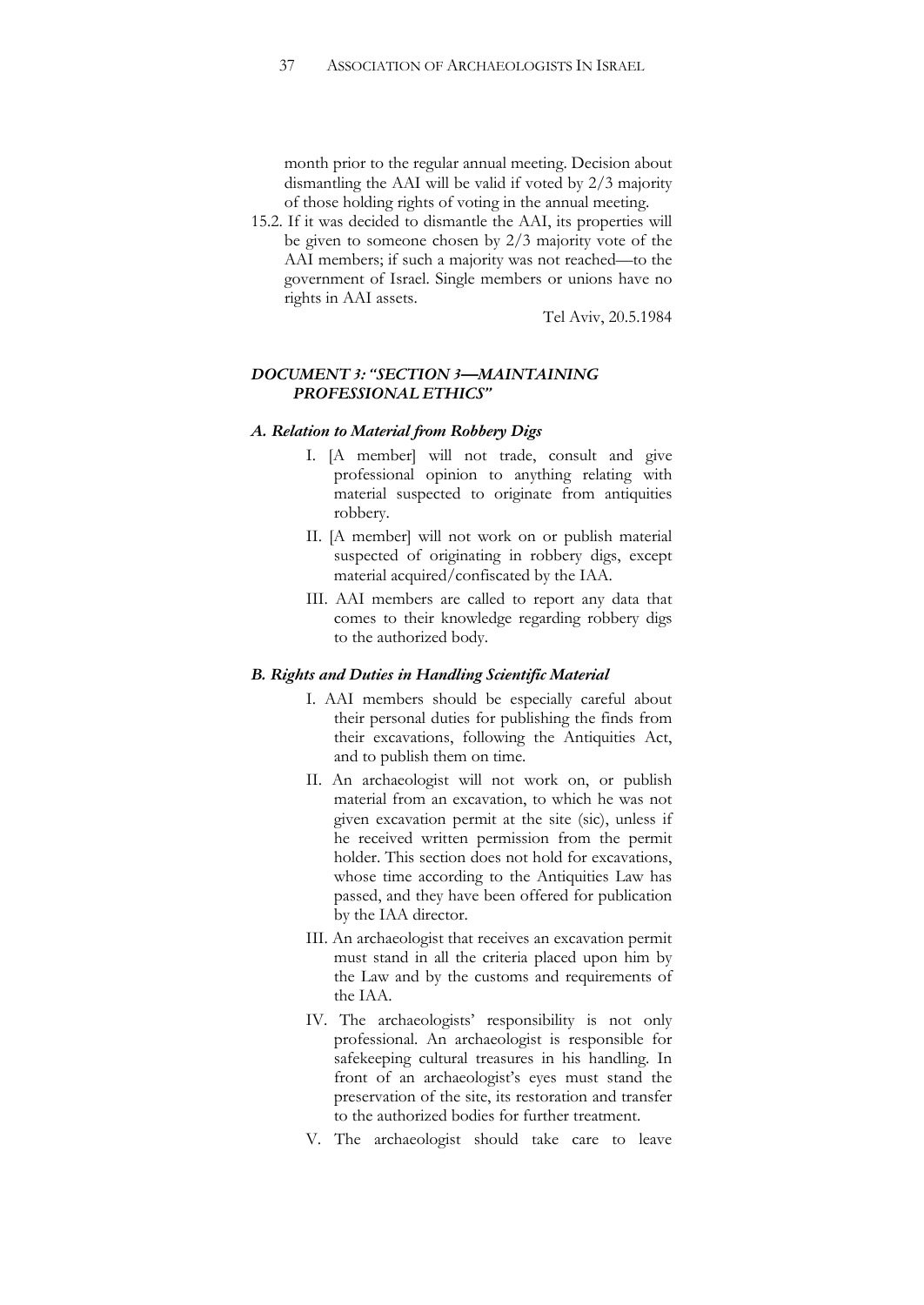month prior to the regular annual meeting. Decision about dismantling the AAI will be valid if voted by 2/3 majority of those holding rights of voting in the annual meeting.

15.2. If it was decided to dismantle the AAI, its properties will be given to someone chosen by 2/3 majority vote of the AAI members; if such a majority was not reached—to the government of Israel. Single members or unions have no rights in AAI assets.

Tel Aviv, 20.5.1984

### *DOCUMENT 3: "SECTION 3—MAINTAINING PROFESSIONAL ETHICS"*

#### *A. Relation to Material from Robbery Digs*

I. [A member] will not trade, consult and give professional opinion to anything relating with material suspected to originate from antiquities robbery.

II. [A member] will not work on or publish material suspected of originating in robbery digs, except material acquired/confiscated by the IAA.

III. AAI members are called to report any data that comes to their knowledge regarding robbery digs to the authorized body.

#### *B. Rights and Duties in Handling Scientific Material*

I. AAI members should be especially careful about their personal duties for publishing the finds from their excavations, following the Antiquities Act, and to publish them on time.

II. An archaeologist will not work on, or publish material from an excavation, to which he was not given excavation permit at the site (sic), unless if he received written permission from the permit holder. This section does not hold for excavations, whose time according to the Antiquities Law has passed, and they have been offered for publication by the IAA director.

III. An archaeologist that receives an excavation permit must stand in all the criteria placed upon him by the Law and by the customs and requirements of the IAA.

IV. The archaeologists' responsibility is not only professional. An archaeologist is responsible for safekeeping cultural treasures in his handling. In front of an archaeologist's eyes must stand the preservation of the site, its restoration and transfer to the authorized bodies for further treatment.

V. The archaeologist should take care to leave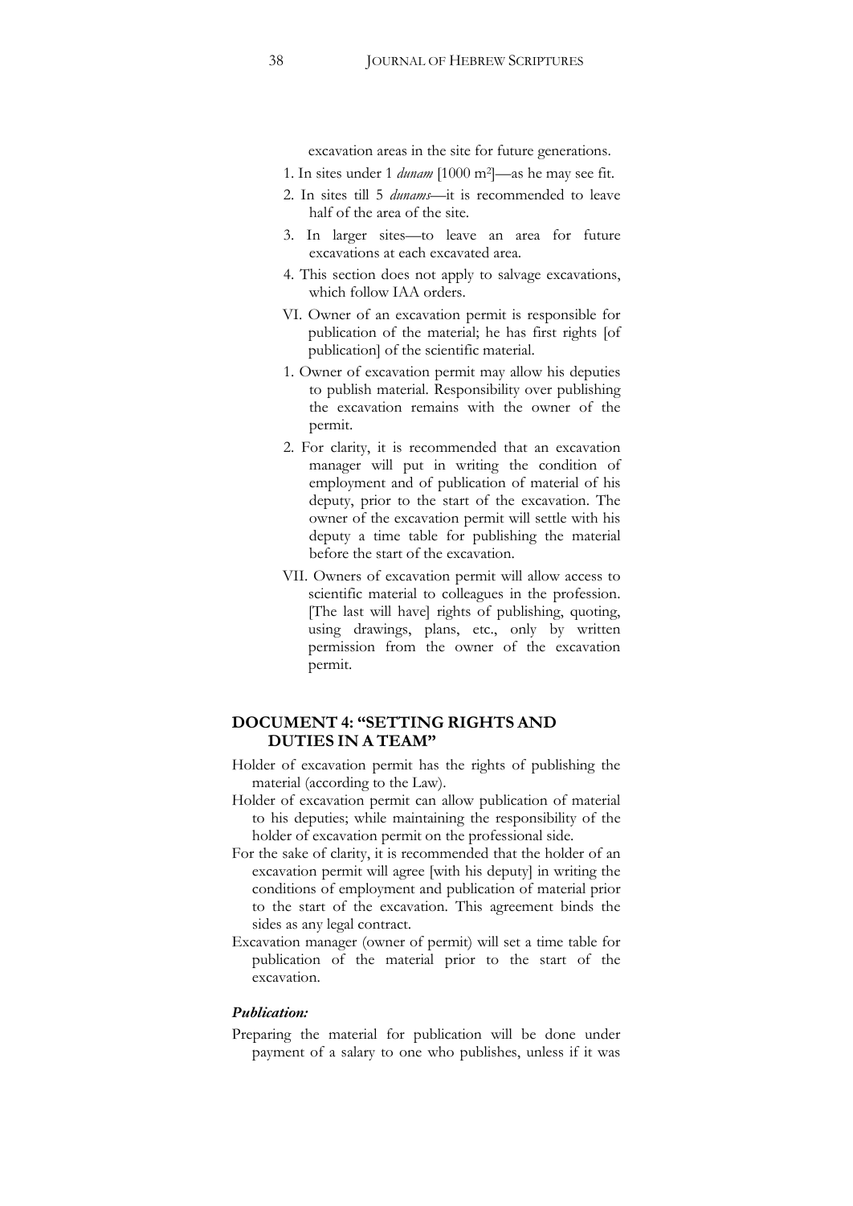excavation areas in the site for future generations.

1. In sites under 1 *dunam* [1000 m$^2$]—as he may see fit.
2. In sites till 5 *dunams*—it is recommended to leave half of the area of the site.
3. In larger sites—to leave an area for future excavations at each excavated area.
4. This section does not apply to salvage excavations, which follow IAA orders.

VI. Owner of an excavation permit is responsible for publication of the material; he has first rights [of publication] of the scientific material.

1. Owner of excavation permit may allow his deputies to publish material. Responsibility over publishing the excavation remains with the owner of the permit.
2. For clarity, it is recommended that an excavation manager will put in writing the condition of employment and of publication of material of his deputy, prior to the start of the excavation. The owner of the excavation permit will settle with his deputy a time table for publishing the material before the start of the excavation.

VII. Owners of excavation permit will allow access to scientific material to colleagues in the profession. [The last will have] rights of publishing, quoting, using drawings, plans, etc., only by written permission from the owner of the excavation permit.

## DOCUMENT 4: "SETTING RIGHTS AND DUTIES IN A TEAM"

Holder of excavation permit has the rights of publishing the material (according to the Law).

Holder of excavation permit can allow publication of material to his deputies; while maintaining the responsibility of the holder of excavation permit on the professional side.

For the sake of clarity, it is recommended that the holder of an excavation permit will agree [with his deputy] in writing the conditions of employment and publication of material prior to the start of the excavation. This agreement binds the sides as any legal contract.

Excavation manager (owner of permit) will set a time table for publication of the material prior to the start of the excavation.

### *Publication:*

Preparing the material for publication will be done under payment of a salary to one who publishes, unless if it was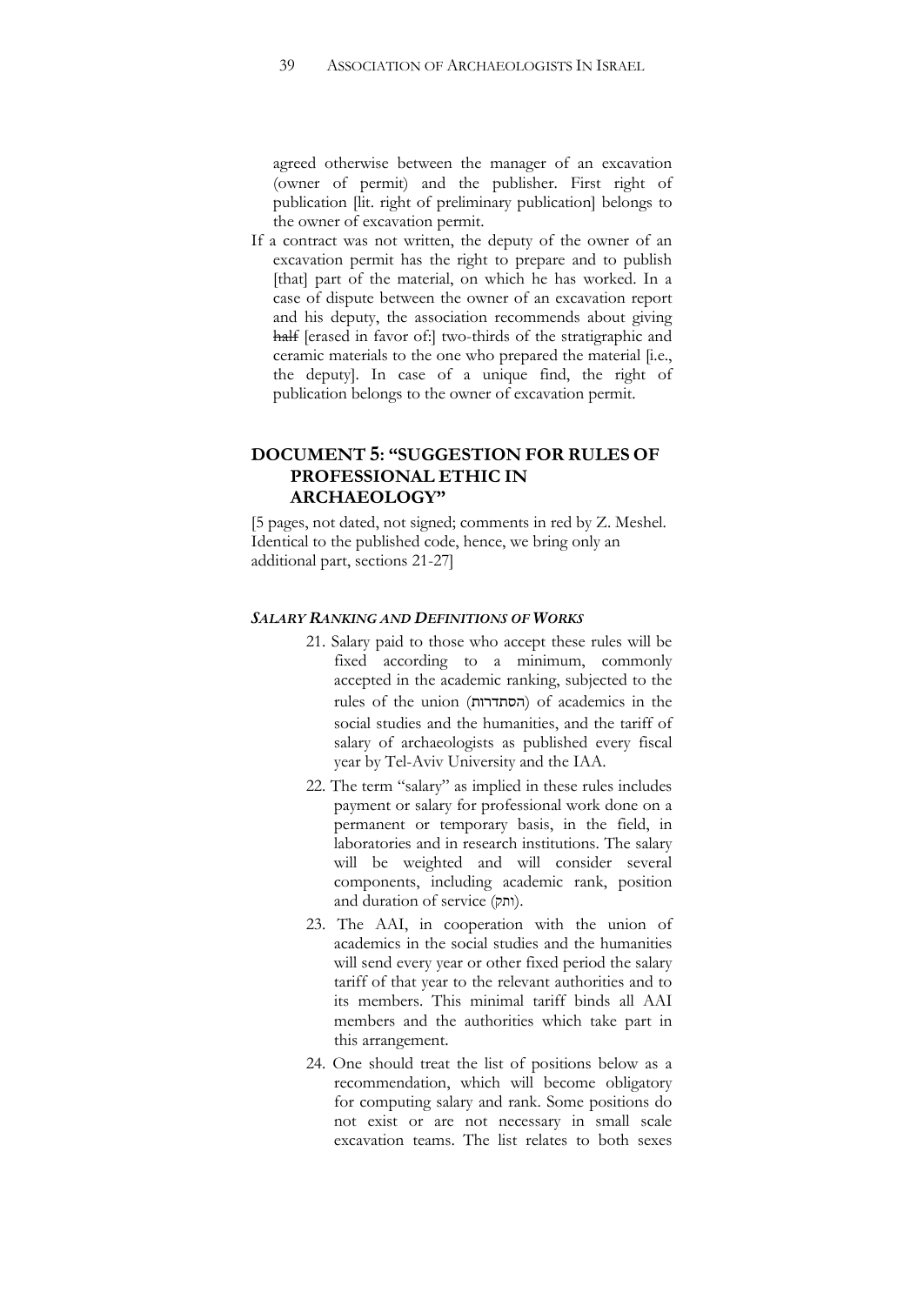agreed otherwise between the manager of an excavation (owner of permit) and the publisher. First right of publication [lit. right of preliminary publication] belongs to the owner of excavation permit.

If a contract was not written, the deputy of the owner of an excavation permit has the right to prepare and to publish [that] part of the material, on which he has worked. In a case of dispute between the owner of an excavation report and his deputy, the association recommends about giving ~~half~~ [erased in favor of:] two-thirds of the stratigraphic and ceramic materials to the one who prepared the material [i.e., the deputy]. In case of a unique find, the right of publication belongs to the owner of excavation permit.

## DOCUMENT 5: "SUGGESTION FOR RULES OF PROFESSIONAL ETHIC IN ARCHAEOLOGY"

[5 pages, not dated, not signed; comments in red by Z. Meshel. Identical to the published code, hence, we bring only an additional part, sections 21-27]

### *SALARY RANKING AND DEFINITIONS OF WORKS*

21. Salary paid to those who accept these rules will be fixed according to a minimum, commonly accepted in the academic ranking, subjected to the rules of the union (הסתדרות) of academics in the social studies and the humanities, and the tariff of salary of archaeologists as published every fiscal year by Tel-Aviv University and the IAA.
22. The term "salary" as implied in these rules includes payment or salary for professional work done on a permanent or temporary basis, in the field, in laboratories and in research institutions. The salary will be weighted and will consider several components, including academic rank, position and duration of service (ותק).
23. The AAI, in cooperation with the union of academics in the social studies and the humanities will send every year or other fixed period the salary tariff of that year to the relevant authorities and to its members. This minimal tariff binds all AAI members and the authorities which take part in this arrangement.
24. One should treat the list of positions below as a recommendation, which will become obligatory for computing salary and rank. Some positions do not exist or are not necessary in small scale excavation teams. The list relates to both sexes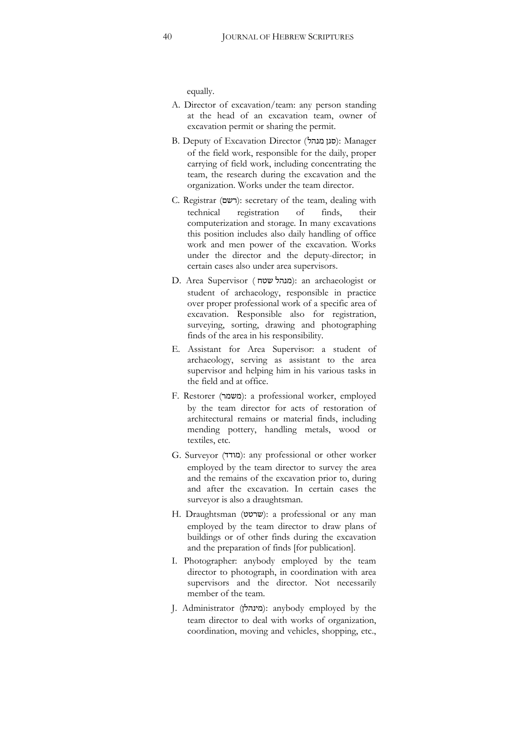equally.

A. Director of excavation/team: any person standing at the head of an excavation team, owner of excavation permit or sharing the permit.

B. Deputy of Excavation Director (סגן מנהל): Manager of the field work, responsible for the daily, proper carrying of field work, including concentrating the team, the research during the excavation and the organization. Works under the team director.

C. Registrar (רשם): secretary of the team, dealing with technical registration of finds, their computerization and storage. In many excavations this position includes also daily handling of office work and men power of the excavation. Works under the director and the deputy-director; in certain cases also under area supervisors.

D. Area Supervisor (מנהל שטח): an archaeologist or student of archaeology, responsible in practice over proper professional work of a specific area of excavation. Responsible also for registration, surveying, sorting, drawing and photographing finds of the area in his responsibility.

E. Assistant for Area Supervisor: a student of archaeology, serving as assistant to the area supervisor and helping him in his various tasks in the field and at office.

F. Restorer (משמר): a professional worker, employed by the team director for acts of restoration of architectural remains or material finds, including mending pottery, handling metals, wood or textiles, etc.

G. Surveyor (מודד): any professional or other worker employed by the team director to survey the area and the remains of the excavation prior to, during and after the excavation. In certain cases the surveyor is also a draughtsman.

H. Draughtsman (שרטט): a professional or any man employed by the team director to draw plans of buildings or of other finds during the excavation and the preparation of finds [for publication].

I. Photographer: anybody employed by the team director to photograph, in coordination with area supervisors and the director. Not necessarily member of the team.

J. Administrator (מינהלן): anybody employed by the team director to deal with works of organization, coordination, moving and vehicles, shopping, etc.,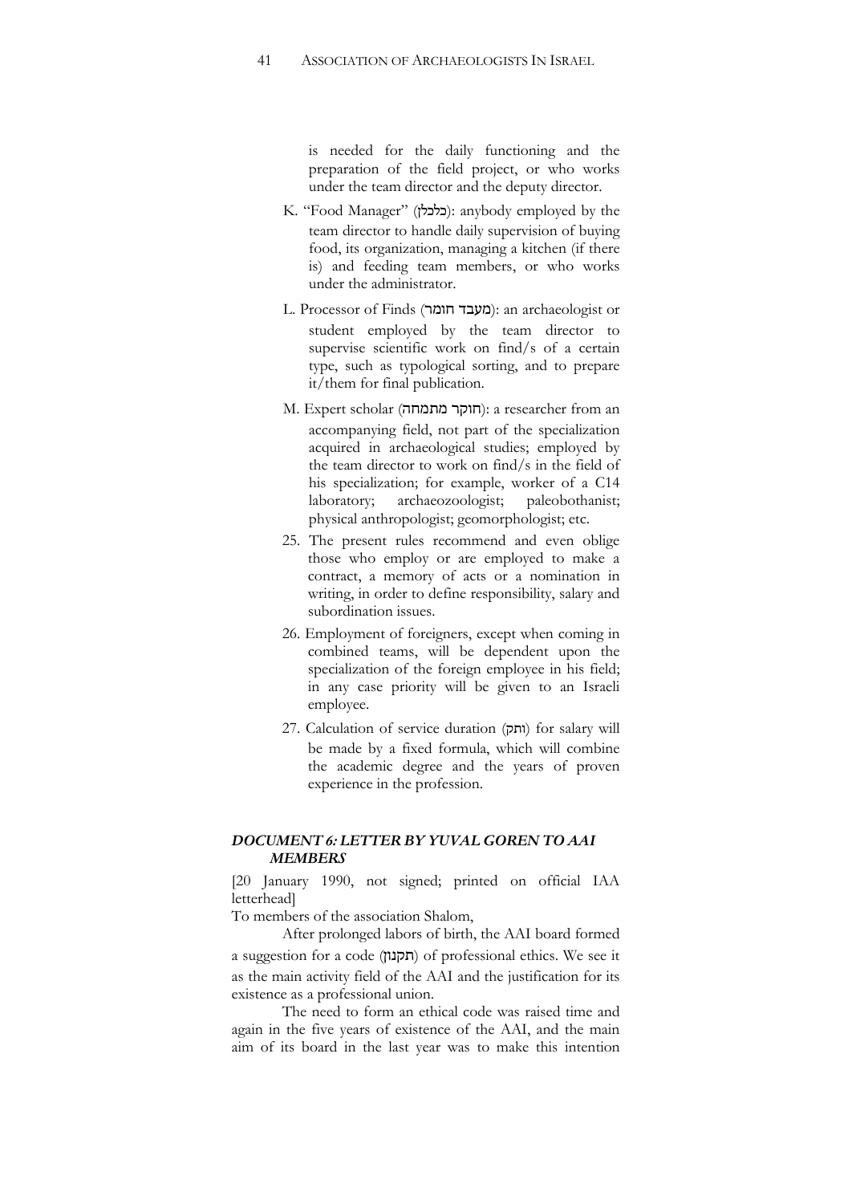is needed for the daily functioning and the preparation of the field project, or who works under the team director and the deputy director.

K. "Food Manager" (כלכלן): anybody employed by the team director to handle daily supervision of buying food, its organization, managing a kitchen (if there is) and feeding team members, or who works under the administrator.

L. Processor of Finds (מעבד חומר): an archaeologist or student employed by the team director to supervise scientific work on find/s of a certain type, such as typological sorting, and to prepare it/them for final publication.

M. Expert scholar (חוקר מתמחה): a researcher from an accompanying field, not part of the specialization acquired in archaeological studies; employed by the team director to work on find/s in the field of his specialization; for example, worker of a C14 laboratory; archaeozoologist; paleobothanist; physical anthropologist; geomorphologist; etc.

25. The present rules recommend and even oblige those who employ or are employed to make a contract, a memory of acts or a nomination in writing, in order to define responsibility, salary and subordination issues.

26. Employment of foreigners, except when coming in combined teams, will be dependent upon the specialization of the foreign employee in his field; in any case priority will be given to an Israeli employee.

27. Calculation of service duration (ותק) for salary will be made by a fixed formula, which will combine the academic degree and the years of proven experience in the profession.

### *DOCUMENT 6: LETTER BY YUVAL GOREN TO AAI MEMBERS*

[20 January 1990, not signed; printed on official IAA letterhead]

To members of the association Shalom,

After prolonged labors of birth, the AAI board formed a suggestion for a code (תקנון) of professional ethics. We see it as the main activity field of the AAI and the justification for its existence as a professional union.

The need to form an ethical code was raised time and again in the five years of existence of the AAI, and the main aim of its board in the last year was to make this intention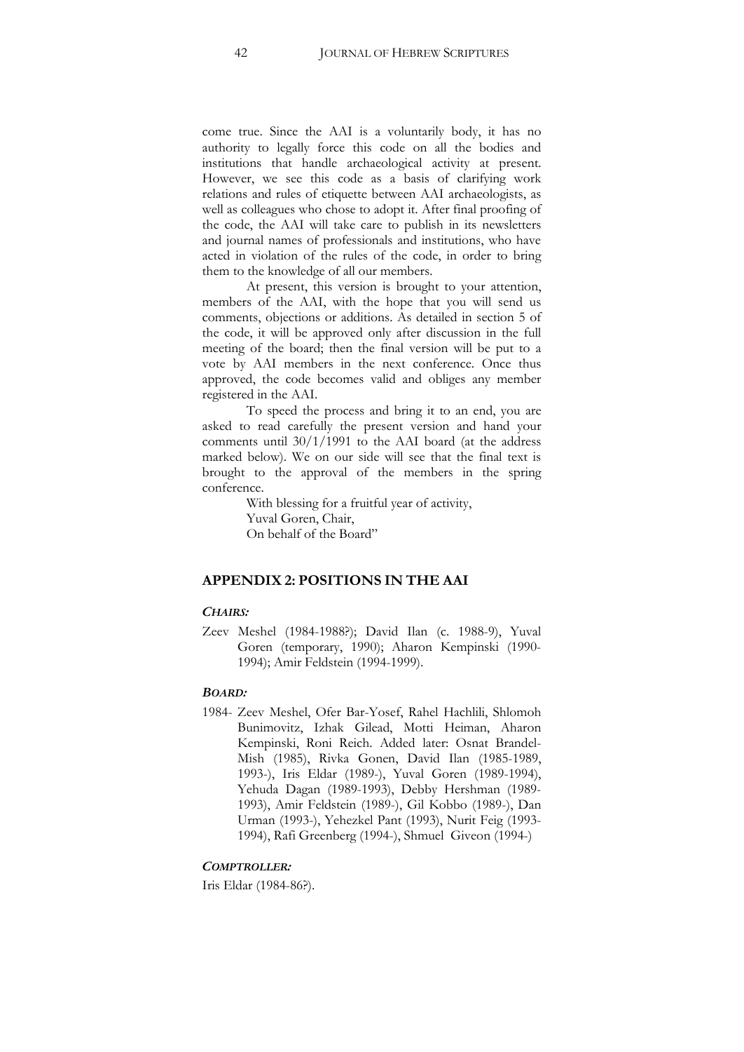come true. Since the AAI is a voluntarily body, it has no authority to legally force this code on all the bodies and institutions that handle archaeological activity at present. However, we see this code as a basis of clarifying work relations and rules of etiquette between AAI archaeologists, as well as colleagues who chose to adopt it. After final proofing of the code, the AAI will take care to publish in its newsletters and journal names of professionals and institutions, who have acted in violation of the rules of the code, in order to bring them to the knowledge of all our members.

At present, this version is brought to your attention, members of the AAI, with the hope that you will send us comments, objections or additions. As detailed in section 5 of the code, it will be approved only after discussion in the full meeting of the board; then the final version will be put to a vote by AAI members in the next conference. Once thus approved, the code becomes valid and obliges any member registered in the AAI.

To speed the process and bring it to an end, you are asked to read carefully the present version and hand your comments until 30/1/1991 to the AAI board (at the address marked below). We on our side will see that the final text is brought to the approval of the members in the spring conference.

With blessing for a fruitful year of activity,  
Yuval Goren, Chair,  
On behalf of the Board"

## APPENDIX 2: POSITIONS IN THE AAI

### *CHAIRS:*

Zeev Meshel (1984-1988?); David Ilan (c. 1988-9), Yuval Goren (temporary, 1990); Aharon Kempinski (1990-1994); Amir Feldstein (1994-1999).

### *BOARD:*

1984- Zeev Meshel, Ofer Bar-Yosef, Rahel Hachlili, Shlomoh Bunimovitz, Izhak Gilead, Motti Heiman, Aharon Kempinski, Roni Reich. Added later: Osnat Brandel-Mish (1985), Rivka Gonen, David Ilan (1985-1989, 1993-), Iris Eldar (1989-), Yuval Goren (1989-1994), Yehuda Dagan (1989-1993), Debby Hershman (1989-1993), Amir Feldstein (1989-), Gil Kobbo (1989-), Dan Urman (1993-), Yehezkel Pant (1993), Nurit Feig (1993-1994), Rafi Greenberg (1994-), Shmuel Giveon (1994-)

### *COMPTROLLER:*

Iris Eldar (1984-86?).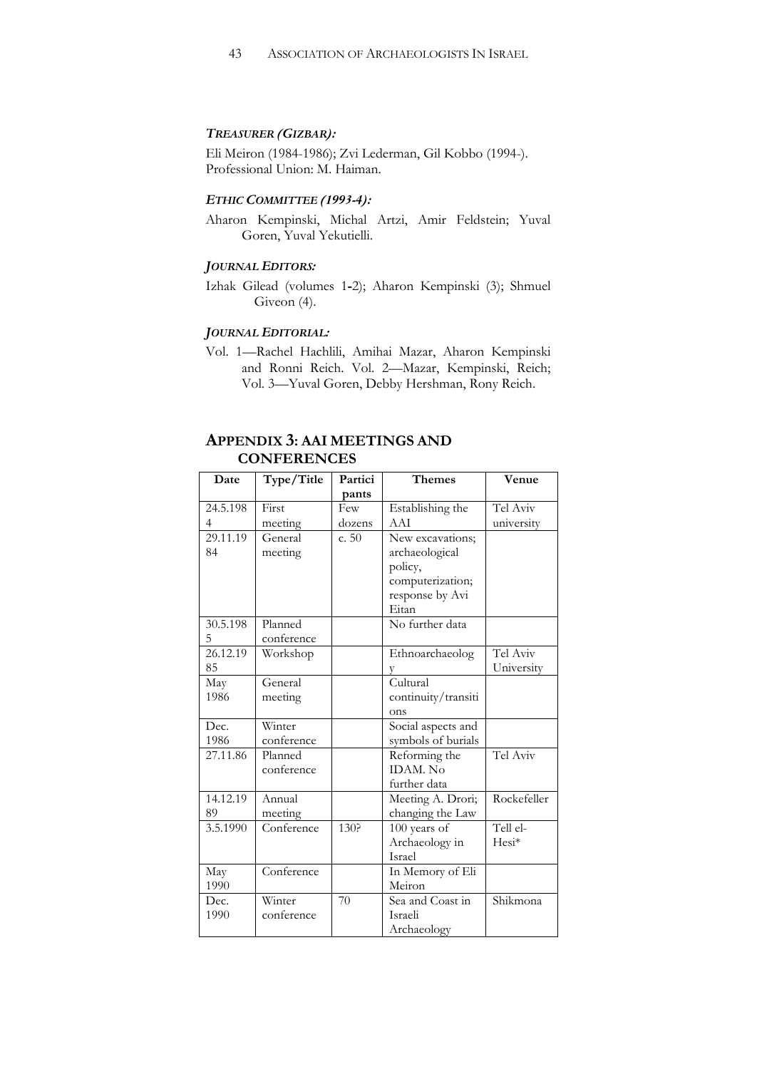### *TREASURER (GIZBAR):*

Eli Meiron (1984-1986); Zvi Lederman, Gil Kobbo (1994-). Professional Union: M. Haiman.

### *ETHIC COMMITTEE (1993-4):*

Aharon Kempinski, Michal Artzi, Amir Feldstein; Yuval Goren, Yuval Yekutielli.

### *JOURNAL EDITORS:*

Izhak Gilead (volumes 1-2); Aharon Kempinski (3); Shmuel Giveon (4).

### *JOURNAL EDITORIAL:*

Vol. 1—Rachel Hachlili, Amihai Mazar, Aharon Kempinski and Ronni Reich. Vol. 2—Mazar, Kempinski, Reich; Vol. 3—Yuval Goren, Debby Hershman, Rony Reich.

## APPENDIX 3: AAI MEETINGS AND CONFERENCES

| Date | Type/Title | Participants | Themes | Venue |
|---|---|---|---|---|
| 24.5.1984 | First meeting | Few dozens | Establishing the AAI | Tel Aviv university |
| 29.11.1984 | General meeting | c. 50 | New excavations; archaeological policy, computerization; response by Avi Eitan | |
| 30.5.1985 | Planned conference | | No further data | |
| 26.12.1985 | Workshop | | Ethnoarchaeology | Tel Aviv University |
| May 1986 | General meeting | | Cultural continuity/transitions | |
| Dec. 1986 | Winter conference | | Social aspects and symbols of burials | |
| 27.11.86 | Planned conference | | Reforming the IDAM. No further data | Tel Aviv |
| 14.12.1989 | Annual meeting | | Meeting A. Drori; changing the Law | Rockefeller |
| 3.5.1990 | Conference | 130? | 100 years of Archaeology in Israel | Tell el-Hesi* |
| May 1990 | Conference | | In Memory of Eli Meiron | |
| Dec. 1990 | Winter conference | 70 | Sea and Coast in Israeli Archaeology | Shikmona |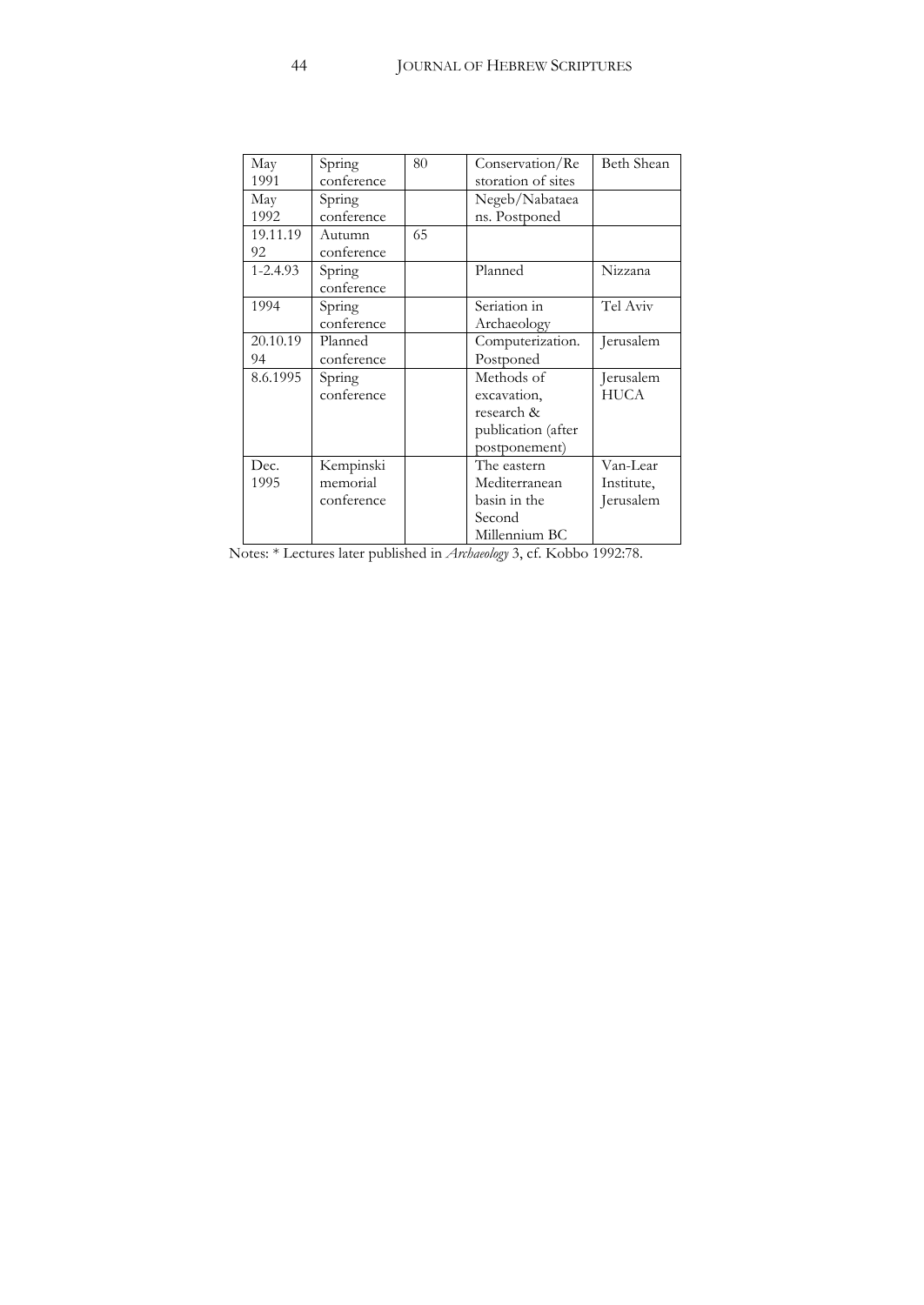| | | | | |
|---|---|---|---|---|
| May 1991 | Spring conference | 80 | Conservation/Restoration of sites | Beth Shean |
| May 1992 | Spring conference | | Negeb/Nabataeans. Postponed | |
| 19.11.1992 | Autumn conference | 65 | | |
| 1-2.4.93 | Spring conference | | Planned | Nizzana |
| 1994 | Spring conference | | Seriation in Archaeology | Tel Aviv |
| 20.10.1994 | Planned conference | | Computerization. Postponed | Jerusalem |
| 8.6.1995 | Spring conference | | Methods of excavation, research & publication (after postponement) | Jerusalem HUCA |
| Dec. 1995 | Kempinski memorial conference | | The eastern Mediterranean basin in the Second Millennium BC | Van-Lear Institute, Jerusalem |

Notes: * Lectures later published in *Archaeology* 3, cf. Kobbo 1992:78.